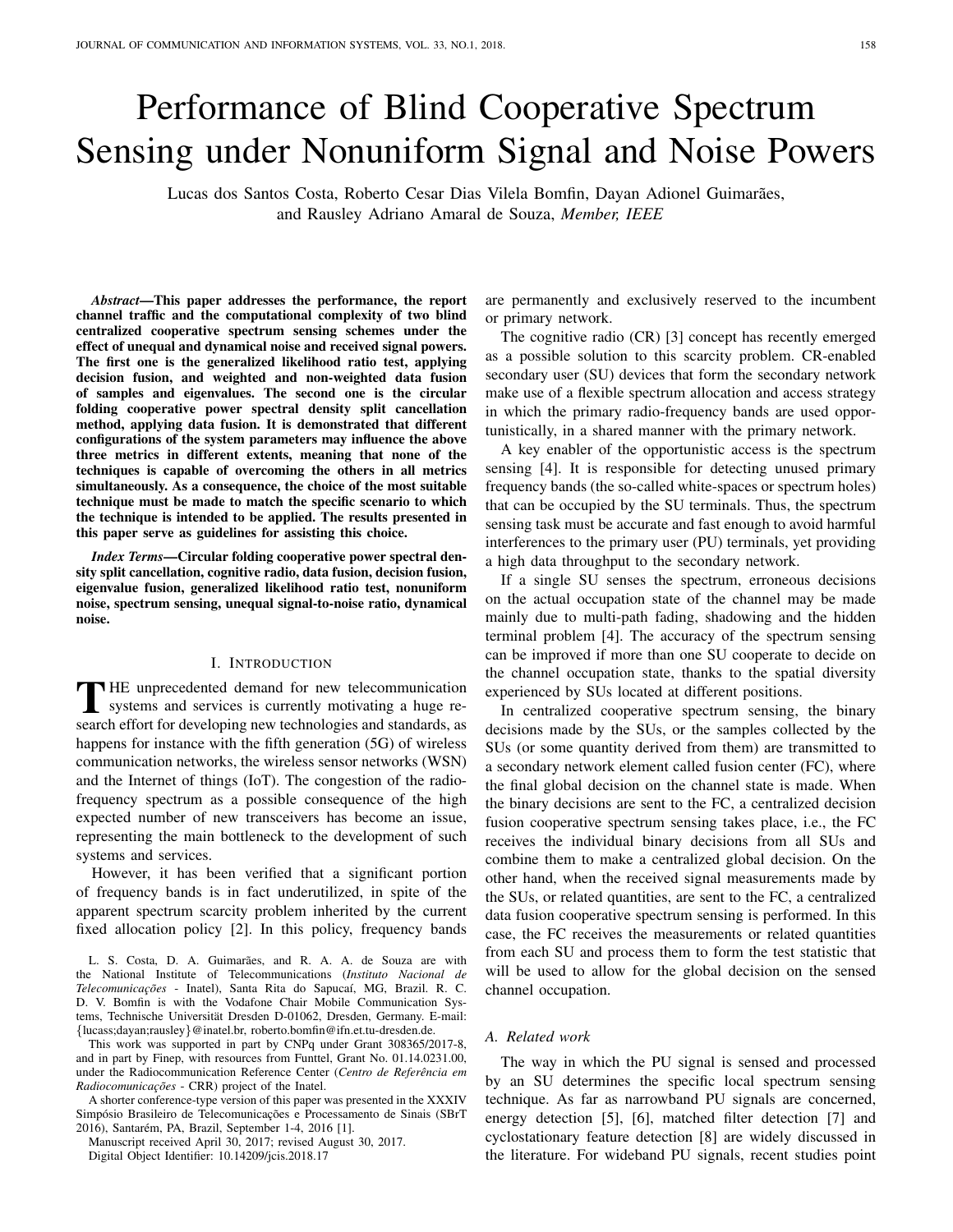# Performance of Blind Cooperative Spectrum Sensing under Nonuniform Signal and Noise Powers

Lucas dos Santos Costa, Roberto Cesar Dias Vilela Bomfin, Dayan Adionel Guimarães, and Rausley Adriano Amaral de Souza, *Member, IEEE*

***Abstract*—This paper addresses the performance, the report channel traffic and the computational complexity of two blind centralized cooperative spectrum sensing schemes under the effect of unequal and dynamical noise and received signal powers. The first one is the generalized likelihood ratio test, applying decision fusion, and weighted and non-weighted data fusion of samples and eigenvalues. The second one is the circular folding cooperative power spectral density split cancellation method, applying data fusion. It is demonstrated that different configurations of the system parameters may influence the above three metrics in different extents, meaning that none of the techniques is capable of overcoming the others in all metrics simultaneously. As a consequence, the choice of the most suitable technique must be made to match the specific scenario to which the technique is intended to be applied. The results presented in this paper serve as guidelines for assisting this choice.**

***Index Terms*—Circular folding cooperative power spectral density split cancellation, cognitive radio, data fusion, decision fusion, eigenvalue fusion, generalized likelihood ratio test, nonuniform noise, spectrum sensing, unequal signal-to-noise ratio, dynamical noise.**

## I. Introduction

The unprecedented demand for new telecommunication systems and services is currently motivating a huge research effort for developing new technologies and standards, as happens for instance with the fifth generation (5G) of wireless communication networks, the wireless sensor networks (WSN) and the Internet of things (IoT). The congestion of the radio-frequency spectrum as a possible consequence of the high expected number of new transceivers has become an issue, representing the main bottleneck to the development of such systems and services.

However, it has been verified that a significant portion of frequency bands is in fact underutilized, in spite of the apparent spectrum scarcity problem inherited by the current fixed allocation policy [2]. In this policy, frequency bands are permanently and exclusively reserved to the incumbent or primary network.

The cognitive radio (CR) [3] concept has recently emerged as a possible solution to this scarcity problem. CR-enabled secondary user (SU) devices that form the secondary network make use of a flexible spectrum allocation and access strategy in which the primary radio-frequency bands are used opportunistically, in a shared manner with the primary network.

A key enabler of the opportunistic access is the spectrum sensing [4]. It is responsible for detecting unused primary frequency bands (the so-called white-spaces or spectrum holes) that can be occupied by the SU terminals. Thus, the spectrum sensing task must be accurate and fast enough to avoid harmful interferences to the primary user (PU) terminals, yet providing a high data throughput to the secondary network.

If a single SU senses the spectrum, erroneous decisions on the actual occupation state of the channel may be made mainly due to multi-path fading, shadowing and the hidden terminal problem [4]. The accuracy of the spectrum sensing can be improved if more than one SU cooperate to decide on the channel occupation state, thanks to the spatial diversity experienced by SUs located at different positions.

In centralized cooperative spectrum sensing, the binary decisions made by the SUs, or the samples collected by the SUs (or some quantity derived from them) are transmitted to a secondary network element called fusion center (FC), where the final global decision on the channel state is made. When the binary decisions are sent to the FC, a centralized decision fusion cooperative spectrum sensing takes place, i.e., the FC receives the individual binary decisions from all SUs and combine them to make a centralized global decision. On the other hand, when the received signal measurements made by the SUs, or related quantities, are sent to the FC, a centralized data fusion cooperative spectrum sensing is performed. In this case, the FC receives the measurements or related quantities from each SU and process them to form the test statistic that will be used to allow for the global decision on the sensed channel occupation.

### A. Related work

The way in which the PU signal is sensed and processed by an SU determines the specific local spectrum sensing technique. As far as narrowband PU signals are concerned, energy detection [5], [6], matched filter detection [7] and cyclostationary feature detection [8] are widely discussed in the literature. For wideband PU signals, recent studies point

---

L. S. Costa, D. A. Guimarães, and R. A. A. de Souza are with the National Institute of Telecommunications (*Instituto Nacional de Telecomunicações* - Inatel), Santa Rita do Sapucaí, MG, Brazil. R. C. D. V. Bomfin is with the Vodafone Chair Mobile Communication Systems, Technische Universität Dresden D-01062, Dresden, Germany. E-mail: {lucass;dayan;rausley}@inatel.br, roberto.bomfin@ifn.et.tu-dresden.de.

This work was supported in part by CNPq under Grant 308365/2017-8, and in part by Finep, with resources from Funttel, Grant No. 01.14.0231.00, under the Radiocommunication Reference Center (*Centro de Referência em Radiocomunicações* - CRR) project of the Inatel.

A shorter conference-type version of this paper was presented in the XXXIV Simpósio Brasileiro de Telecomunicações e Processamento de Sinais (SBrT 2016), Santarém, PA, Brazil, September 1-4, 2016 [1].

Manuscript received April 30, 2017; revised August 30, 2017.

Digital Object Identifier: 10.14209/jcis.2018.17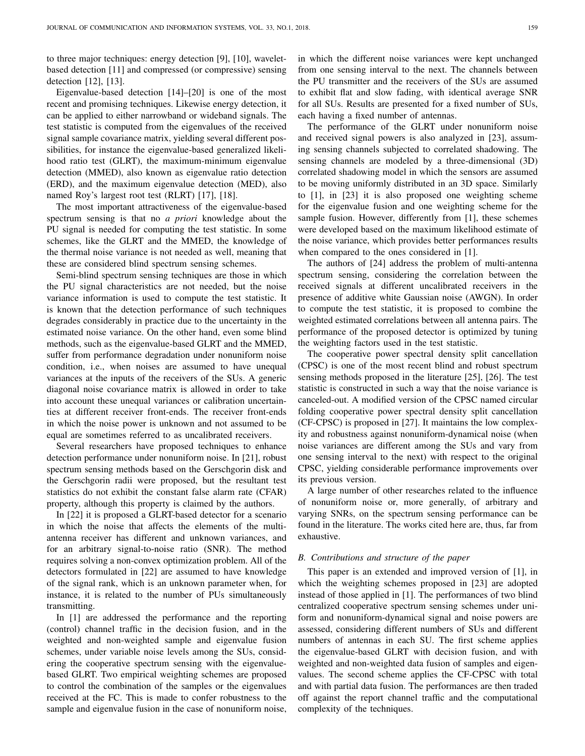to three major techniques: energy detection [9], [10], wavelet-based detection [11] and compressed (or compressive) sensing detection [12], [13].

Eigenvalue-based detection [14]–[20] is one of the most recent and promising techniques. Likewise energy detection, it can be applied to either narrowband or wideband signals. The test statistic is computed from the eigenvalues of the received signal sample covariance matrix, yielding several different possibilities, for instance the eigenvalue-based generalized likelihood ratio test (GLRT), the maximum-minimum eigenvalue detection (MMED), also known as eigenvalue ratio detection (ERD), and the maximum eigenvalue detection (MED), also named Roy's largest root test (RLRT) [17], [18].

The most important attractiveness of the eigenvalue-based spectrum sensing is that no *a priori* knowledge about the PU signal is needed for computing the test statistic. In some schemes, like the GLRT and the MMED, the knowledge of the thermal noise variance is not needed as well, meaning that these are considered blind spectrum sensing schemes.

Semi-blind spectrum sensing techniques are those in which the PU signal characteristics are not needed, but the noise variance information is used to compute the test statistic. It is known that the detection performance of such techniques degrades considerably in practice due to the uncertainty in the estimated noise variance. On the other hand, even some blind methods, such as the eigenvalue-based GLRT and the MMED, suffer from performance degradation under nonuniform noise condition, i.e., when noises are assumed to have unequal variances at the inputs of the receivers of the SUs. A generic diagonal noise covariance matrix is allowed in order to take into account these unequal variances or calibration uncertainties at different receiver front-ends. The receiver front-ends in which the noise power is unknown and not assumed to be equal are sometimes referred to as uncalibrated receivers.

Several researchers have proposed techniques to enhance detection performance under nonuniform noise. In [21], robust spectrum sensing methods based on the Gerschgorin disk and the Gerschgorin radii were proposed, but the resultant test statistics do not exhibit the constant false alarm rate (CFAR) property, although this property is claimed by the authors.

In [22] it is proposed a GLRT-based detector for a scenario in which the noise that affects the elements of the multi-antenna receiver has different and unknown variances, and for an arbitrary signal-to-noise ratio (SNR). The method requires solving a non-convex optimization problem. All of the detectors formulated in [22] are assumed to have knowledge of the signal rank, which is an unknown parameter when, for instance, it is related to the number of PUs simultaneously transmitting.

In [1] are addressed the performance and the reporting (control) channel traffic in the decision fusion, and in the weighted and non-weighted sample and eigenvalue fusion schemes, under variable noise levels among the SUs, considering the cooperative spectrum sensing with the eigenvalue-based GLRT. Two empirical weighting schemes are proposed to control the combination of the samples or the eigenvalues received at the FC. This is made to confer robustness to the sample and eigenvalue fusion in the case of nonuniform noise, in which the different noise variances were kept unchanged from one sensing interval to the next. The channels between the PU transmitter and the receivers of the SUs are assumed to exhibit flat and slow fading, with identical average SNR for all SUs. Results are presented for a fixed number of SUs, each having a fixed number of antennas.

The performance of the GLRT under nonuniform noise and received signal powers is also analyzed in [23], assuming sensing channels subjected to correlated shadowing. The sensing channels are modeled by a three-dimensional (3D) correlated shadowing model in which the sensors are assumed to be moving uniformly distributed in an 3D space. Similarly to [1], in [23] it is also proposed one weighting scheme for the eigenvalue fusion and one weighting scheme for the sample fusion. However, differently from [1], these schemes were developed based on the maximum likelihood estimate of the noise variance, which provides better performances results when compared to the ones considered in [1].

The authors of [24] address the problem of multi-antenna spectrum sensing, considering the correlation between the received signals at different uncalibrated receivers in the presence of additive white Gaussian noise (AWGN). In order to compute the test statistic, it is proposed to combine the weighted estimated correlations between all antenna pairs. The performance of the proposed detector is optimized by tuning the weighting factors used in the test statistic.

The cooperative power spectral density split cancellation (CPSC) is one of the most recent blind and robust spectrum sensing methods proposed in the literature [25], [26]. The test statistic is constructed in such a way that the noise variance is canceled-out. A modified version of the CPSC named circular folding cooperative power spectral density split cancellation (CF-CPSC) is proposed in [27]. It maintains the low complexity and robustness against nonuniform-dynamical noise (when noise variances are different among the SUs and vary from one sensing interval to the next) with respect to the original CPSC, yielding considerable performance improvements over its previous version.

A large number of other researches related to the influence of nonuniform noise or, more generally, of arbitrary and varying SNRs, on the spectrum sensing performance can be found in the literature. The works cited here are, thus, far from exhaustive.

### B. Contributions and structure of the paper

This paper is an extended and improved version of [1], in which the weighting schemes proposed in [23] are adopted instead of those applied in [1]. The performances of two blind centralized cooperative spectrum sensing schemes under uniform and nonuniform-dynamical signal and noise powers are assessed, considering different numbers of SUs and different numbers of antennas in each SU. The first scheme applies the eigenvalue-based GLRT with decision fusion, and with weighted and non-weighted data fusion of samples and eigenvalues. The second scheme applies the CF-CPSC with total and with partial data fusion. The performances are then traded off against the report channel traffic and the computational complexity of the techniques.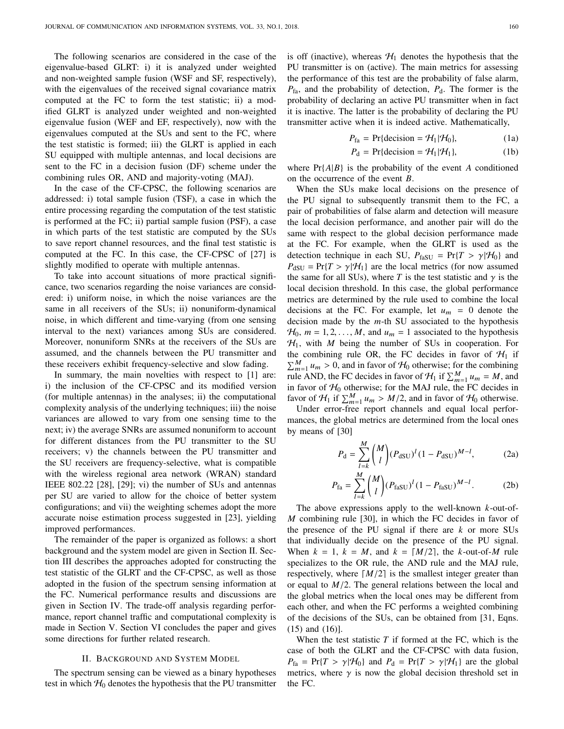The following scenarios are considered in the case of the eigenvalue-based GLRT: i) it is analyzed under weighted and non-weighted sample fusion (WSF and SF, respectively), with the eigenvalues of the received signal covariance matrix computed at the FC to form the test statistic; ii) a modified GLRT is analyzed under weighted and non-weighted eigenvalue fusion (WEF and EF, respectively), now with the eigenvalues computed at the SUs and sent to the FC, where the test statistic is formed; iii) the GLRT is applied in each SU equipped with multiple antennas, and local decisions are sent to the FC in a decision fusion (DF) scheme under the combining rules OR, AND and majority-voting (MAJ).

In the case of the CF-CPSC, the following scenarios are addressed: i) total sample fusion (TSF), a case in which the entire processing regarding the computation of the test statistic is performed at the FC; ii) partial sample fusion (PSF), a case in which parts of the test statistic are computed by the SUs to save report channel resources, and the final test statistic is computed at the FC. In this case, the CF-CPSC of [27] is slightly modified to operate with multiple antennas.

To take into account situations of more practical significance, two scenarios regarding the noise variances are considered: i) uniform noise, in which the noise variances are the same in all receivers of the SUs; ii) nonuniform-dynamical noise, in which different and time-varying (from one sensing interval to the next) variances among SUs are considered. Moreover, nonuniform SNRs at the receivers of the SUs are assumed, and the channels between the PU transmitter and these receivers exhibit frequency-selective and slow fading.

In summary, the main novelties with respect to [1] are: i) the inclusion of the CF-CPSC and its modified version (for multiple antennas) in the analyses; ii) the computational complexity analysis of the underlying techniques; iii) the noise variances are allowed to vary from one sensing time to the next; iv) the average SNRs are assumed nonuniform to account for different distances from the PU transmitter to the SU receivers; v) the channels between the PU transmitter and the SU receivers are frequency-selective, what is compatible with the wireless regional area network (WRAN) standard IEEE 802.22 [28], [29]; vi) the number of SUs and antennas per SU are varied to allow for the choice of better system configurations; and vii) the weighting schemes adopt the more accurate noise estimation process suggested in [23], yielding improved performances.

The remainder of the paper is organized as follows: a short background and the system model are given in Section II. Section III describes the approaches adopted for constructing the test statistic of the GLRT and the CF-CPSC, as well as those adopted in the fusion of the spectrum sensing information at the FC. Numerical performance results and discussions are given in Section IV. The trade-off analysis regarding performance, report channel traffic and computational complexity is made in Section V. Section VI concludes the paper and gives some directions for further related research.

## II. Background and System Model

The spectrum sensing can be viewed as a binary hypotheses test in which $\mathcal{H}_0$ denotes the hypothesis that the PU transmitter is off (inactive), whereas $\mathcal{H}_1$ denotes the hypothesis that the PU transmitter is on (active). The main metrics for assessing the performance of this test are the probability of false alarm, $P_{\text{fa}}$, and the probability of detection, $P_{\text{d}}$. The former is the probability of declaring an active PU transmitter when in fact it is inactive. The latter is the probability of declaring the PU transmitter active when it is indeed active. Mathematically,

$$P_{\text{fa}} = \Pr\{\text{decision} = \mathcal{H}_1|\mathcal{H}_0\}, \tag{1a}$$

$$P_{\text{d}} = \Pr\{\text{decision} = \mathcal{H}_1|\mathcal{H}_1\}, \tag{1b}$$

where $\Pr\{A|B\}$ is the probability of the event $A$ conditioned on the occurrence of the event $B$.

When the SUs make local decisions on the presence of the PU signal to subsequently transmit them to the FC, a pair of probabilities of false alarm and detection will measure the local decision performance, and another pair will do the same with respect to the global decision performance made at the FC. For example, when the GLRT is used as the detection technique in each SU, $P_{\text{faSU}} = \Pr\{T > \gamma|\mathcal{H}_0\}$ and $P_{\text{dSU}} = \Pr\{T > \gamma|\mathcal{H}_1\}$ are the local metrics (for now assumed the same for all SUs), where $T$ is the test statistic and $\gamma$ is the local decision threshold. In this case, the global performance metrics are determined by the rule used to combine the local decisions at the FC. For example, let $u_m = 0$ denote the decision made by the $m$-th SU associated to the hypothesis $\mathcal{H}_0$, $m = 1, 2, \ldots, M$, and $u_m = 1$ associated to the hypothesis $\mathcal{H}_1$, with $M$ being the number of SUs in cooperation. For the combining rule OR, the FC decides in favor of $\mathcal{H}_1$ if $\sum_{m=1}^{M} u_m > 0$, and in favor of $\mathcal{H}_0$ otherwise; for the combining rule AND, the FC decides in favor of $\mathcal{H}_1$ if $\sum_{m=1}^{M} u_m = M$, and in favor of $\mathcal{H}_0$ otherwise; for the MAJ rule, the FC decides in favor of $\mathcal{H}_1$ if $\sum_{m=1}^{M} u_m > M/2$, and in favor of $\mathcal{H}_0$ otherwise.

Under error-free report channels and equal local performances, the global metrics are determined from the local ones by means of [30]

$$P_{\text{d}} = \sum_{l=k}^{M} \binom{M}{l} (P_{\text{dSU}})^l (1 - P_{\text{dSU}})^{M-l}, \tag{2a}$$

$$P_{\text{fa}} = \sum_{l=k}^{M} \binom{M}{l} (P_{\text{faSU}})^l (1 - P_{\text{faSU}})^{M-l}. \tag{2b}$$

The above expressions apply to the well-known $k$-out-of-$M$ combining rule [30], in which the FC decides in favor of the presence of the PU signal if there are $k$ or more SUs that individually decide on the presence of the PU signal. When $k = 1$, $k = M$, and $k = \lceil M/2 \rceil$, the $k$-out-of-$M$ rule specializes to the OR rule, the AND rule and the MAJ rule, respectively, where $\lceil M/2 \rceil$ is the smallest integer greater than or equal to $M/2$. The general relations between the local and the global metrics when the local ones may be different from each other, and when the FC performs a weighted combining of the decisions of the SUs, can be obtained from [31, Eqns. (15) and (16)].

When the test statistic $T$ if formed at the FC, which is the case of both the GLRT and the CF-CPSC with data fusion, $P_{\text{fa}} = \Pr\{T > \gamma|\mathcal{H}_0\}$ and $P_{\text{d}} = \Pr\{T > \gamma|\mathcal{H}_1\}$ are the global metrics, where $\gamma$ is now the global decision threshold set in the FC.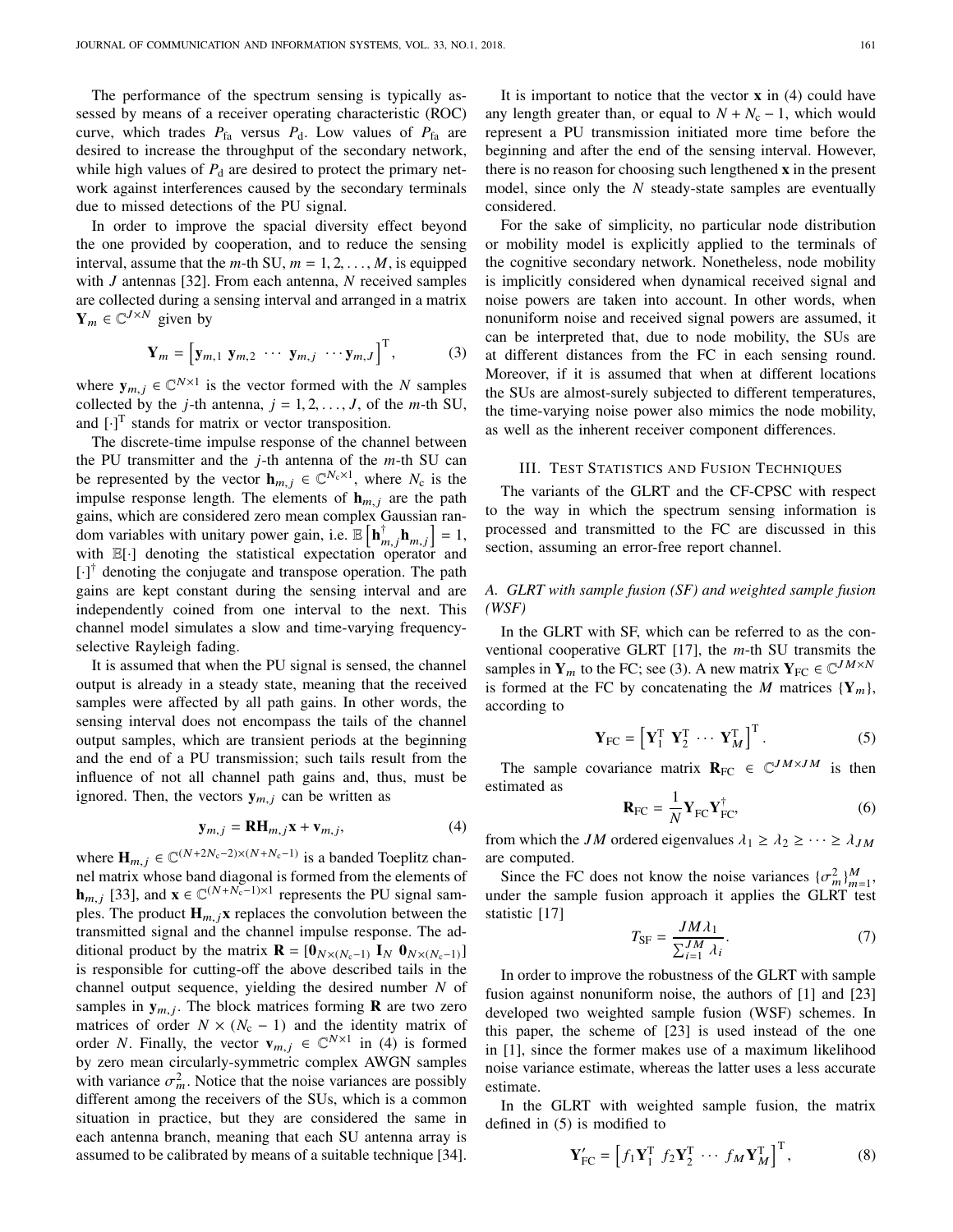The performance of the spectrum sensing is typically assessed by means of a receiver operating characteristic (ROC) curve, which trades $P_{\text{fa}}$ versus $P_{\text{d}}$. Low values of $P_{\text{fa}}$ are desired to increase the throughput of the secondary network, while high values of $P_{\text{d}}$ are desired to protect the primary network against interferences caused by the secondary terminals due to missed detections of the PU signal.

In order to improve the spacial diversity effect beyond the one provided by cooperation, and to reduce the sensing interval, assume that the $m$-th SU, $m = 1, 2, \ldots, M$, is equipped with $J$ antennas [32]. From each antenna, $N$ received samples are collected during a sensing interval and arranged in a matrix $\mathbf{Y}_m \in \mathbb{C}^{J\times N}$ given by

$$\mathbf{Y}_m = \left[\mathbf{y}_{m,1}\ \mathbf{y}_{m,2}\ \cdots\ \mathbf{y}_{m,j}\ \cdots \mathbf{y}_{m,J}\right]^{\text{T}}, \tag{3}$$

where $\mathbf{y}_{m,j} \in \mathbb{C}^{N\times 1}$ is the vector formed with the $N$ samples collected by the $j$-th antenna, $j = 1, 2, \ldots, J$, of the $m$-th SU, and $[\cdot]^{\text{T}}$ stands for matrix or vector transposition.

The discrete-time impulse response of the channel between the PU transmitter and the $j$-th antenna of the $m$-th SU can be represented by the vector $\mathbf{h}_{m,j} \in \mathbb{C}^{N_{\text{c}}\times 1}$, where $N_{\text{c}}$ is the impulse response length. The elements of $\mathbf{h}_{m,j}$ are the path gains, which are considered zero mean complex Gaussian random variables with unitary power gain, i.e. $\mathbb{E}\left[\mathbf{h}^{\dagger}_{m,j}\mathbf{h}_{m,j}\right] = 1$, with $\mathbb{E}[\cdot]$ denoting the statistical expectation operator and $[\cdot]^{\dagger}$ denoting the conjugate and transpose operation. The path gains are kept constant during the sensing interval and are independently coined from one interval to the next. This channel model simulates a slow and time-varying frequency-selective Rayleigh fading.

It is assumed that when the PU signal is sensed, the channel output is already in a steady state, meaning that the received samples were affected by all path gains. In other words, the sensing interval does not encompass the tails of the channel output samples, which are transient periods at the beginning and the end of a PU transmission; such tails result from the influence of not all channel path gains and, thus, must be ignored. Then, the vectors $\mathbf{y}_{m,j}$ can be written as

$$\mathbf{y}_{m,j} = \mathbf{R}\mathbf{H}_{m,j}\mathbf{x} + \mathbf{v}_{m,j}, \tag{4}$$

where $\mathbf{H}_{m,j} \in \mathbb{C}^{(N+2N_{\text{c}}-2)\times(N+N_{\text{c}}-1)}$ is a banded Toeplitz channel matrix whose band diagonal is formed from the elements of $\mathbf{h}_{m,j}$ [33], and $\mathbf{x} \in \mathbb{C}^{(N+N_{\text{c}}-1)\times 1}$ represents the PU signal samples. The product $\mathbf{H}_{m,j}\mathbf{x}$ replaces the convolution between the transmitted signal and the channel impulse response. The additional product by the matrix $\mathbf{R} = [\mathbf{0}_{N\times(N_{\text{c}}-1)}\ \mathbf{I}_N\ \mathbf{0}_{N\times(N_{\text{c}}-1)}]$ is responsible for cutting-off the above described tails in the channel output sequence, yielding the desired number $N$ of samples in $\mathbf{y}_{m,j}$. The block matrices forming $\mathbf{R}$ are two zero matrices of order $N \times (N_{\text{c}} - 1)$ and the identity matrix of order $N$. Finally, the vector $\mathbf{v}_{m,j} \in \mathbb{C}^{N\times 1}$ in (4) is formed by zero mean circularly-symmetric complex AWGN samples with variance $\sigma^2_m$. Notice that the noise variances are possibly different among the receivers of the SUs, which is a common situation in practice, but they are considered the same in each antenna branch, meaning that each SU antenna array is assumed to be calibrated by means of a suitable technique [34].

It is important to notice that the vector $\mathbf{x}$ in (4) could have any length greater than, or equal to $N + N_{\text{c}} - 1$, which would represent a PU transmission initiated more time before the beginning and after the end of the sensing interval. However, there is no reason for choosing such lengthened $\mathbf{x}$ in the present model, since only the $N$ steady-state samples are eventually considered.

For the sake of simplicity, no particular node distribution or mobility model is explicitly applied to the terminals of the cognitive secondary network. Nonetheless, node mobility is implicitly considered when dynamical received signal and noise powers are taken into account. In other words, when nonuniform noise and received signal powers are assumed, it can be interpreted that, due to node mobility, the SUs are at different distances from the FC in each sensing round. Moreover, if it is assumed that when at different locations the SUs are almost-surely subjected to different temperatures, the time-varying noise power also mimics the node mobility, as well as the inherent receiver component differences.

## III. Test Statistics and Fusion Techniques

The variants of the GLRT and the CF-CPSC with respect to the way in which the spectrum sensing information is processed and transmitted to the FC are discussed in this section, assuming an error-free report channel.

### A. GLRT with sample fusion (SF) and weighted sample fusion (WSF)

In the GLRT with SF, which can be referred to as the conventional cooperative GLRT [17], the $m$-th SU transmits the samples in $\mathbf{Y}_m$ to the FC; see (3). A new matrix $\mathbf{Y}_{\text{FC}} \in \mathbb{C}^{JM\times N}$ is formed at the FC by concatenating the $M$ matrices $\{\mathbf{Y}_m\}$, according to

$$\mathbf{Y}_{\text{FC}} = \left[\mathbf{Y}^{\text{T}}_1\ \mathbf{Y}^{\text{T}}_2\ \cdots\ \mathbf{Y}^{\text{T}}_M\right]^{\text{T}}. \tag{5}$$

The sample covariance matrix $\mathbf{R}_{\text{FC}} \in \mathbb{C}^{JM\times JM}$ is then estimated as

$$\mathbf{R}_{\text{FC}} = \frac{1}{N}\mathbf{Y}_{\text{FC}}\mathbf{Y}^{\dagger}_{\text{FC}}, \tag{6}$$

from which the $JM$ ordered eigenvalues $\lambda_1 \geq \lambda_2 \geq \cdots \geq \lambda_{JM}$ are computed.

Since the FC does not know the noise variances $\{\sigma^2_m\}^M_{m=1}$, under the sample fusion approach it applies the GLRT test statistic [17]

$$T_{\text{SF}} = \frac{JM\lambda_1}{\sum^{JM}_{i=1}\lambda_i}. \tag{7}$$

In order to improve the robustness of the GLRT with sample fusion against nonuniform noise, the authors of [1] and [23] developed two weighted sample fusion (WSF) schemes. In this paper, the scheme of [23] is used instead of the one in [1], since the former makes use of a maximum likelihood noise variance estimate, whereas the latter uses a less accurate estimate.

In the GLRT with weighted sample fusion, the matrix defined in (5) is modified to

$$\mathbf{Y}'_{\text{FC}} = \left[f_1\mathbf{Y}^{\text{T}}_1\ f_2\mathbf{Y}^{\text{T}}_2\ \cdots\ f_M\mathbf{Y}^{\text{T}}_M\right]^{\text{T}}, \tag{8}$$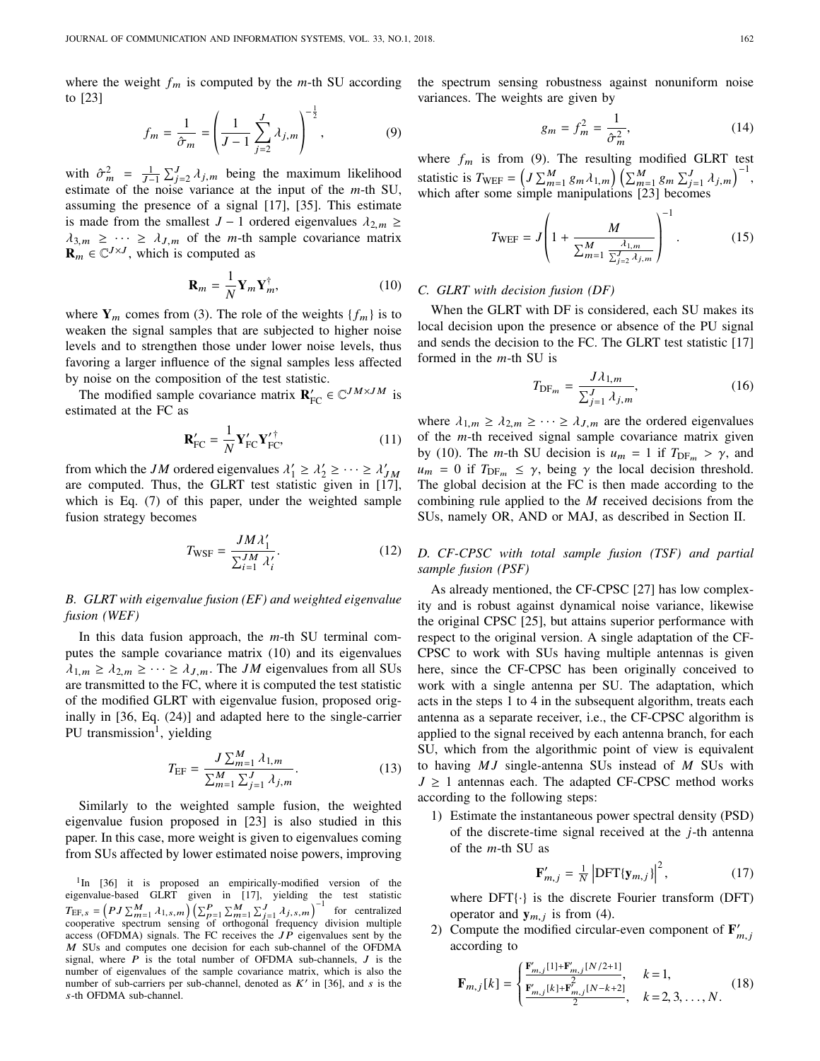where the weight $f_m$ is computed by the $m$-th SU according to [23]

$$f_m = \frac{1}{\hat{\sigma}_m} = \left( \frac{1}{J-1} \sum_{j=2}^{J} \lambda_{j,m} \right)^{-\frac{1}{2}}, \tag{9}$$

with $\hat{\sigma}_m^2 = \frac{1}{J-1}\sum_{j=2}^{J} \lambda_{j,m}$ being the maximum likelihood estimate of the noise variance at the input of the $m$-th SU, assuming the presence of a signal [17], [35]. This estimate is made from the smallest $J-1$ ordered eigenvalues $\lambda_{2,m} \geq \lambda_{3,m} \geq \cdots \geq \lambda_{J,m}$ of the $m$-th sample covariance matrix $\mathbf{R}_m \in \mathbb{C}^{J \times J}$, which is computed as

$$\mathbf{R}_m = \frac{1}{N} \mathbf{Y}_m \mathbf{Y}_m^{\dagger}, \tag{10}$$

where $\mathbf{Y}_m$ comes from (3). The role of the weights $\{f_m\}$ is to weaken the signal samples that are subjected to higher noise levels and to strengthen those under lower noise levels, thus favoring a larger influence of the signal samples less affected by noise on the composition of the test statistic.

The modified sample covariance matrix $\mathbf{R}'_{\mathrm{FC}} \in \mathbb{C}^{JM \times JM}$ is estimated at the FC as

$$\mathbf{R}'_{\mathrm{FC}} = \frac{1}{N} \mathbf{Y}'_{\mathrm{FC}} \mathbf{Y}'^{\dagger}_{\mathrm{FC}}, \tag{11}$$

from which the $JM$ ordered eigenvalues $\lambda'_1 \geq \lambda'_2 \geq \cdots \geq \lambda'_{JM}$ are computed. Thus, the GLRT test statistic given in [17], which is Eq. (7) of this paper, under the weighted sample fusion strategy becomes

$$T_{\mathrm{WSF}} = \frac{JM\lambda'_1}{\sum_{i=1}^{JM} \lambda'_i}. \tag{12}$$

### *B. GLRT with eigenvalue fusion (EF) and weighted eigenvalue fusion (WEF)*

In this data fusion approach, the $m$-th SU terminal computes the sample covariance matrix (10) and its eigenvalues $\lambda_{1,m} \geq \lambda_{2,m} \geq \cdots \geq \lambda_{J,m}$. The $JM$ eigenvalues from all SUs are transmitted to the FC, where it is computed the test statistic of the modified GLRT with eigenvalue fusion, proposed originally in [36, Eq. (24)] and adapted here to the single-carrier PU transmission[1], yielding

$$T_{\mathrm{EF}} = \frac{J\sum_{m=1}^{M} \lambda_{1,m}}{\sum_{m=1}^{M}\sum_{j=1}^{J} \lambda_{j,m}}. \tag{13}$$

Similarly to the weighted sample fusion, the weighted eigenvalue fusion proposed in [23] is also studied in this paper. In this case, more weight is given to eigenvalues coming from SUs affected by lower estimated noise powers, improving the spectrum sensing robustness against nonuniform noise variances. The weights are given by

$$g_m = f_m^2 = \frac{1}{\hat{\sigma}_m^2}, \tag{14}$$

where $f_m$ is from (9). The resulting modified GLRT test statistic is $T_{\mathrm{WEF}} = \left(J\sum_{m=1}^{M} g_m \lambda_{1,m}\right)\left(\sum_{m=1}^{M} g_m \sum_{j=1}^{J} \lambda_{j,m}\right)^{-1}$, which after some simple manipulations [23] becomes

$$T_{\mathrm{WEF}} = J\left(1 + \frac{M}{\sum_{m=1}^{M} \frac{\lambda_{1,m}}{\sum_{j=2}^{J}\lambda_{j,m}}}\right)^{-1}. \tag{15}$$

### *C. GLRT with decision fusion (DF)*

When the GLRT with DF is considered, each SU makes its local decision upon the presence or absence of the PU signal and sends the decision to the FC. The GLRT test statistic [17] formed in the $m$-th SU is

$$T_{\mathrm{DF}_m} = \frac{J\lambda_{1,m}}{\sum_{j=1}^{J} \lambda_{j,m}}, \tag{16}$$

where $\lambda_{1,m} \geq \lambda_{2,m} \geq \cdots \geq \lambda_{J,m}$ are the ordered eigenvalues of the $m$-th received signal sample covariance matrix given by (10). The $m$-th SU decision is $u_m = 1$ if $T_{\mathrm{DF}_m} > \gamma$, and $u_m = 0$ if $T_{\mathrm{DF}_m} \leq \gamma$, being $\gamma$ the local decision threshold. The global decision at the FC is then made according to the combining rule applied to the $M$ received decisions from the SUs, namely OR, AND or MAJ, as described in Section II.

### *D. CF-CPSC with total sample fusion (TSF) and partial sample fusion (PSF)*

As already mentioned, the CF-CPSC [27] has low complexity and is robust against dynamical noise variance, likewise the original CPSC [25], but attains superior performance with respect to the original version. A single adaptation of the CF-CPSC to work with SUs having multiple antennas is given here, since the CF-CPSC has been originally conceived to work with a single antenna per SU. The adaptation, which acts in the steps 1 to 4 in the subsequent algorithm, treats each antenna as a separate receiver, i.e., the CF-CPSC algorithm is applied to the signal received by each antenna branch, for each SU, which from the algorithmic point of view is equivalent to having $MJ$ single-antenna SUs instead of $M$ SUs with $J \geq 1$ antennas each. The adapted CF-CPSC method works according to the following steps:

1) Estimate the instantaneous power spectral density (PSD) of the discrete-time signal received at the $j$-th antenna of the $m$-th SU as

$$\mathbf{F}'_{m,j} = \frac{1}{N}\left|\mathrm{DFT}\{\mathbf{y}_{m,j}\}\right|^2, \tag{17}$$

where $\mathrm{DFT}\{\cdot\}$ is the discrete Fourier transform (DFT) operator and $\mathbf{y}_{m,j}$ is from (4).

2) Compute the modified circular-even component of $\mathbf{F}'_{m,j}$ according to

$$\mathbf{F}_{m,j}[k] = \begin{cases} \frac{\mathbf{F}'_{m,j}[1] + \mathbf{F}'_{m,j}[N/2+1]}{2}, & k = 1, \\ \frac{\mathbf{F}'_{m,j}[k] + \mathbf{F}'_{m,j}[N-k+2]}{2}, & k = 2, 3, \ldots, N. \end{cases} \tag{18}$$

---

[1] In [36] it is proposed an empirically-modified version of the eigenvalue-based GLRT given in [17], yielding the test statistic $T_{\mathrm{EF},s} = \left(PJ\sum_{m=1}^{M}\lambda_{1,s,m}\right)\left(\sum_{p=1}^{P}\sum_{m=1}^{M}\sum_{j=1}^{J}\lambda_{j,s,m}\right)^{-1}$ for centralized cooperative spectrum sensing of orthogonal frequency division multiple access (OFDMA) signals. The FC receives the $JP$ eigenvalues sent by the $M$ SUs and computes one decision for each sub-channel of the OFDMA signal, where $P$ is the total number of OFDMA sub-channels, $J$ is the number of eigenvalues of the sample covariance matrix, which is also the number of sub-carriers per sub-channel, denoted as $K'$ in [36], and $s$ is the $s$-th OFDMA sub-channel.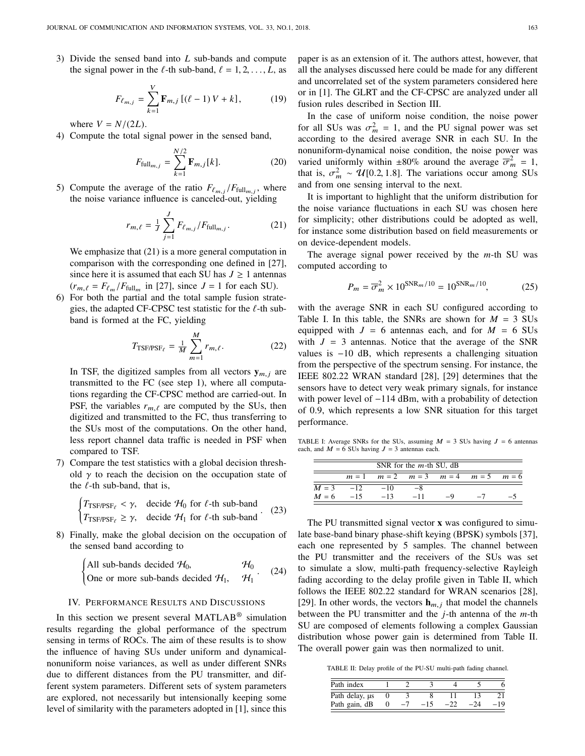3) Divide the sensed band into $L$ sub-bands and compute the signal power in the $\ell$-th sub-band, $\ell = 1, 2, \ldots, L$, as

$$F_{\ell_{m,j}} = \sum_{k=1}^{V} \mathbf{F}_{m,j}\left[(\ell-1)V + k\right], \tag{19}$$

where $V = N/(2L)$.

4) Compute the total signal power in the sensed band,

$$F_{\text{full}_{m,j}} = \sum_{k=1}^{N/2} \mathbf{F}_{m,j}[k]. \tag{20}$$

5) Compute the average of the ratio $F_{\ell_{m,j}}/F_{\text{full}_{m,j}}$, where the noise variance influence is canceled-out, yielding

$$r_{m,\ell} = \tfrac{1}{J}\sum_{j=1}^{J} F_{\ell_{m,j}}/F_{\text{full}_{m,j}}. \tag{21}$$

We emphasize that (21) is a more general computation in comparison with the corresponding one defined in [27], since here it is assumed that each SU has $J \geq 1$ antennas ($r_{m,\ell} = F_{\ell_m}/F_{\text{full}_m}$ in [27], since $J = 1$ for each SU).

6) For both the partial and the total sample fusion strategies, the adapted CF-CPSC test statistic for the $\ell$-th sub-band is formed at the FC, yielding

$$T_{\text{TSF/PSF}_\ell} = \tfrac{1}{M}\sum_{m=1}^{M} r_{m,\ell}. \tag{22}$$

In TSF, the digitized samples from all vectors $\mathbf{y}_{m,j}$ are transmitted to the FC (see step 1), where all computations regarding the CF-CPSC method are carried-out. In PSF, the variables $r_{m,\ell}$ are computed by the SUs, then digitized and transmitted to the FC, thus transferring to the SUs most of the computations. On the other hand, less report channel data traffic is needed in PSF when compared to TSF.

7) Compare the test statistics with a global decision threshold $\gamma$ to reach the decision on the occupation state of the $\ell$-th sub-band, that is,

$$\begin{cases} T_{\text{TSF/PSF}_\ell} < \gamma, & \text{decide } \mathcal{H}_0 \text{ for } \ell\text{-th sub-band} \\ T_{\text{TSF/PSF}_\ell} \geq \gamma, & \text{decide } \mathcal{H}_1 \text{ for } \ell\text{-th sub-band} \end{cases}. \tag{23}$$

8) Finally, make the global decision on the occupation of the sensed band according to

$$\begin{cases} \text{All sub-bands decided } \mathcal{H}_0, & \mathcal{H}_0 \\ \text{One or more sub-bands decided } \mathcal{H}_1, & \mathcal{H}_1 \end{cases}. \tag{24}$$

## IV. Performance Results and Discussions

In this section we present several MATLAB® simulation results regarding the global performance of the spectrum sensing in terms of ROCs. The aim of these results is to show the influence of having SUs under uniform and dynamical-nonuniform noise variances, as well as under different SNRs due to different distances from the PU transmitter, and different system parameters. Different sets of system parameters are explored, not necessarily but intensionally keeping some level of similarity with the parameters adopted in [1], since this paper is as an extension of it. The authors attest, however, that all the analyses discussed here could be made for any different and uncorrelated set of the system parameters considered here or in [1]. The GLRT and the CF-CPSC are analyzed under all fusion rules described in Section III.

In the case of uniform noise condition, the noise power for all SUs was $\sigma_m^2 = 1$, and the PU signal power was set according to the desired average SNR in each SU. In the nonuniform-dynamical noise condition, the noise power was varied uniformly within ±80% around the average $\overline{\sigma}_m^2 = 1$, that is, $\sigma_m^2 \sim \mathcal{U}[0.2, 1.8]$. The variations occur among SUs and from one sensing interval to the next.

It is important to highlight that the uniform distribution for the noise variance fluctuations in each SU was chosen here for simplicity; other distributions could be adopted as well, for instance some distribution based on field measurements or on device-dependent models.

The average signal power received by the $m$-th SU was computed according to

$$P_m = \overline{\sigma}_m^2 \times 10^{\text{SNR}_m/10} = 10^{\text{SNR}_m/10}, \tag{25}$$

with the average SNR in each SU configured according to Table I. In this table, the SNRs are shown for $M = 3$ SUs equipped with $J = 6$ antennas each, and for $M = 6$ SUs with $J = 3$ antennas. Notice that the average of the SNR values is −10 dB, which represents a challenging situation from the perspective of the spectrum sensing. For instance, the IEEE 802.22 WRAN standard [28], [29] determines that the sensors have to detect very weak primary signals, for instance with power level of −114 dBm, with a probability of detection of 0.9, which represents a low SNR situation for this target performance.

TABLE I: Average SNRs for the SUs, assuming $M = 3$ SUs having $J = 6$ antennas each, and $M = 6$ SUs having $J = 3$ antennas each.

| | SNR for the $m$-th SU, dB | | | | | |
|---|---|---|---|---|---|---|
| | $m = 1$ | $m = 2$ | $m = 3$ | $m = 4$ | $m = 5$ | $m = 6$ |
| $M = 3$ | −12 | −10 | −8 | | | |
| $M = 6$ | −15 | −13 | −11 | −9 | −7 | −5 |

The PU transmitted signal vector $\mathbf{x}$ was configured to simulate base-band binary phase-shift keying (BPSK) symbols [37], each one represented by 5 samples. The channel between the PU transmitter and the receivers of the SUs was set to simulate a slow, multi-path frequency-selective Rayleigh fading according to the delay profile given in Table II, which follows the IEEE 802.22 standard for WRAN scenarios [28], [29]. In other words, the vectors $\mathbf{h}_{m,j}$ that model the channels between the PU transmitter and the $j$-th antenna of the $m$-th SU are composed of elements following a complex Gaussian distribution whose power gain is determined from Table II. The overall power gain was then normalized to unit.

TABLE II: Delay profile of the PU-SU multi-path fading channel.

| Path index | 1 | 2 | 3 | 4 | 5 | 6 |
|---|---|---|---|---|---|---|
| Path delay, μs | 0 | 3 | 8 | 11 | 13 | 21 |
| Path gain, dB | 0 | −7 | −15 | −22 | −24 | −19 |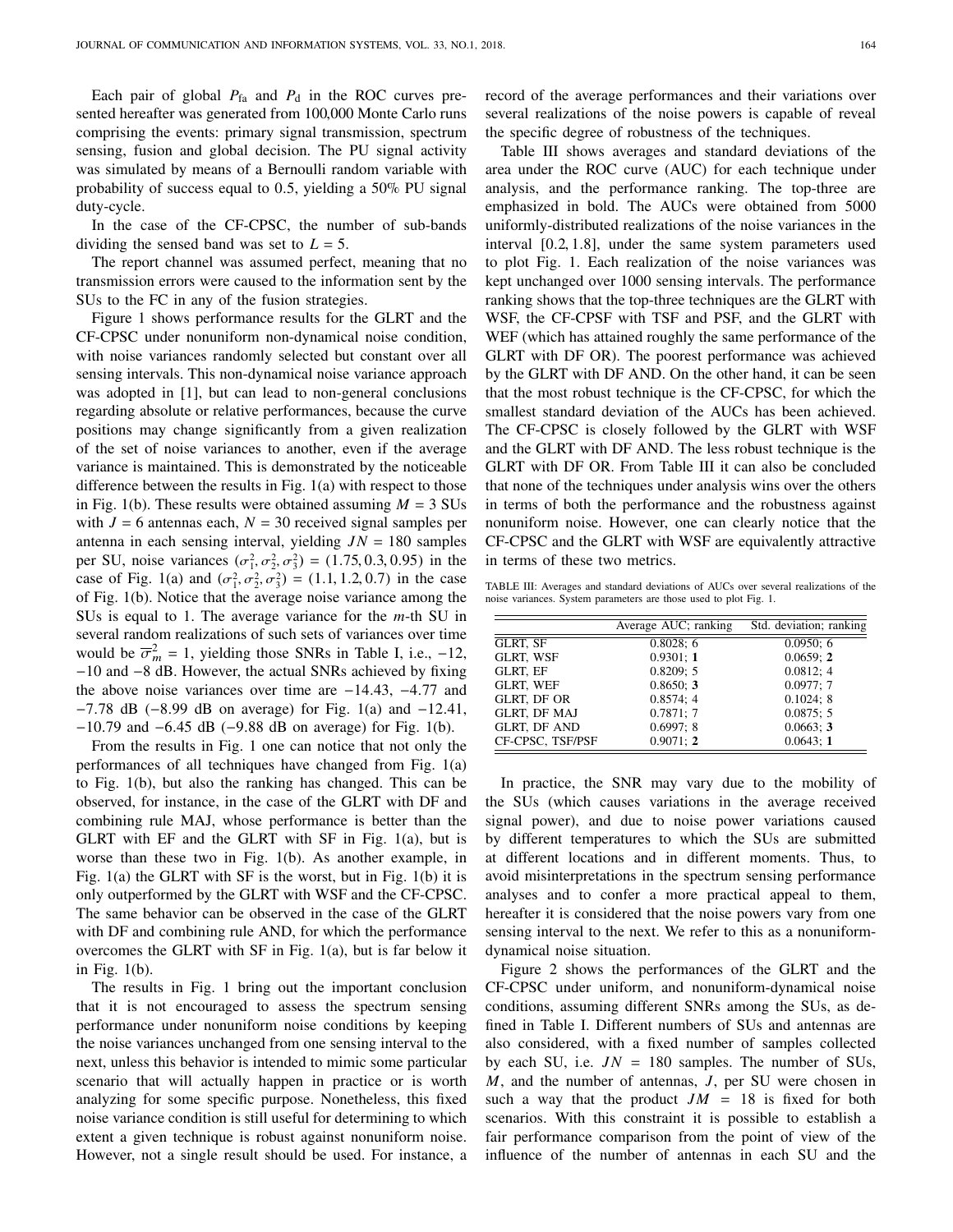Each pair of global $P_{\text{fa}}$ and $P_{\text{d}}$ in the ROC curves presented hereafter was generated from 100,000 Monte Carlo runs comprising the events: primary signal transmission, spectrum sensing, fusion and global decision. The PU signal activity was simulated by means of a Bernoulli random variable with probability of success equal to 0.5, yielding a 50% PU signal duty-cycle.

In the case of the CF-CPSC, the number of sub-bands dividing the sensed band was set to $L = 5$.

The report channel was assumed perfect, meaning that no transmission errors were caused to the information sent by the SUs to the FC in any of the fusion strategies.

Figure 1 shows performance results for the GLRT and the CF-CPSC under nonuniform non-dynamical noise condition, with noise variances randomly selected but constant over all sensing intervals. This non-dynamical noise variance approach was adopted in [1], but can lead to non-general conclusions regarding absolute or relative performances, because the curve positions may change significantly from a given realization of the set of noise variances to another, even if the average variance is maintained. This is demonstrated by the noticeable difference between the results in Fig. 1(a) with respect to those in Fig. 1(b). These results were obtained assuming $M = 3$ SUs with $J = 6$ antennas each, $N = 30$ received signal samples per antenna in each sensing interval, yielding $JN = 180$ samples per SU, noise variances $(\sigma_1^2, \sigma_2^2, \sigma_3^2) = (1.75, 0.3, 0.95)$ in the case of Fig. 1(a) and $(\sigma_1^2, \sigma_2^2, \sigma_3^2) = (1.1, 1.2, 0.7)$ in the case of Fig. 1(b). Notice that the average noise variance among the SUs is equal to 1. The average variance for the $m$-th SU in several random realizations of such sets of variances over time would be $\overline{\sigma}_m^2 = 1$, yielding those SNRs in Table I, i.e., $-12$, $-10$ and $-8$ dB. However, the actual SNRs achieved by fixing the above noise variances over time are $-14.43$, $-4.77$ and $-7.78$ dB ($-8.99$ dB on average) for Fig. 1(a) and $-12.41$, $-10.79$ and $-6.45$ dB ($-9.88$ dB on average) for Fig. 1(b).

From the results in Fig. 1 one can notice that not only the performances of all techniques have changed from Fig. 1(a) to Fig. 1(b), but also the ranking has changed. This can be observed, for instance, in the case of the GLRT with DF and combining rule MAJ, whose performance is better than the GLRT with EF and the GLRT with SF in Fig. 1(a), but is worse than these two in Fig. 1(b). As another example, in Fig. 1(a) the GLRT with SF is the worst, but in Fig. 1(b) it is only outperformed by the GLRT with WSF and the CF-CPSC. The same behavior can be observed in the case of the GLRT with DF and combining rule AND, for which the performance overcomes the GLRT with SF in Fig. 1(a), but is far below it in Fig. 1(b).

The results in Fig. 1 bring out the important conclusion that it is not encouraged to assess the spectrum sensing performance under nonuniform noise conditions by keeping the noise variances unchanged from one sensing interval to the next, unless this behavior is intended to mimic some particular scenario that will actually happen in practice or is worth analyzing for some specific purpose. Nonetheless, this fixed noise variance condition is still useful for determining to which extent a given technique is robust against nonuniform noise. However, not a single result should be used. For instance, a record of the average performances and their variations over several realizations of the noise powers is capable of reveal the specific degree of robustness of the techniques.

Table III shows averages and standard deviations of the area under the ROC curve (AUC) for each technique under analysis, and the performance ranking. The top-three are emphasized in bold. The AUCs were obtained from 5000 uniformly-distributed realizations of the noise variances in the interval $[0.2, 1.8]$, under the same system parameters used to plot Fig. 1. Each realization of the noise variances was kept unchanged over 1000 sensing intervals. The performance ranking shows that the top-three techniques are the GLRT with WSF, the CF-CPSF with TSF and PSF, and the GLRT with WEF (which has attained roughly the same performance of the GLRT with DF OR). The poorest performance was achieved by the GLRT with DF AND. On the other hand, it can be seen that the most robust technique is the CF-CPSC, for which the smallest standard deviation of the AUCs has been achieved. The CF-CPSC is closely followed by the GLRT with WSF and the GLRT with DF AND. The less robust technique is the GLRT with DF OR. From Table III it can also be concluded that none of the techniques under analysis wins over the others in terms of both the performance and the robustness against nonuniform noise. However, one can clearly notice that the CF-CPSC and the GLRT with WSF are equivalently attractive in terms of these two metrics.

TABLE III: Averages and standard deviations of AUCs over several realizations of the noise variances. System parameters are those used to plot Fig. 1.

| | Average AUC; ranking | Std. deviation; ranking |
|---|---|---|
| GLRT, SF | 0.8028; 6 | 0.0950; 6 |
| GLRT, WSF | 0.9301; **1** | 0.0659; **2** |
| GLRT, EF | 0.8209; 5 | 0.0812; 4 |
| GLRT, WEF | 0.8650; **3** | 0.0977; 7 |
| GLRT, DF OR | 0.8574; 4 | 0.1024; 8 |
| GLRT, DF MAJ | 0.7871; 7 | 0.0875; 5 |
| GLRT, DF AND | 0.6997; 8 | 0.0663; **3** |
| CF-CPSC, TSF/PSF | 0.9071; **2** | 0.0643; **1** |

In practice, the SNR may vary due to the mobility of the SUs (which causes variations in the average received signal power), and due to noise power variations caused by different temperatures to which the SUs are submitted at different locations and in different moments. Thus, to avoid misinterpretations in the spectrum sensing performance analyses and to confer a more practical appeal to them, hereafter it is considered that the noise powers vary from one sensing interval to the next. We refer to this as a nonuniform-dynamical noise situation.

Figure 2 shows the performances of the GLRT and the CF-CPSC under uniform, and nonuniform-dynamical noise conditions, assuming different SNRs among the SUs, as defined in Table I. Different numbers of SUs and antennas are also considered, with a fixed number of samples collected by each SU, i.e. $JN = 180$ samples. The number of SUs, $M$, and the number of antennas, $J$, per SU were chosen in such a way that the product $JM = 18$ is fixed for both scenarios. With this constraint it is possible to establish a fair performance comparison from the point of view of the influence of the number of antennas in each SU and the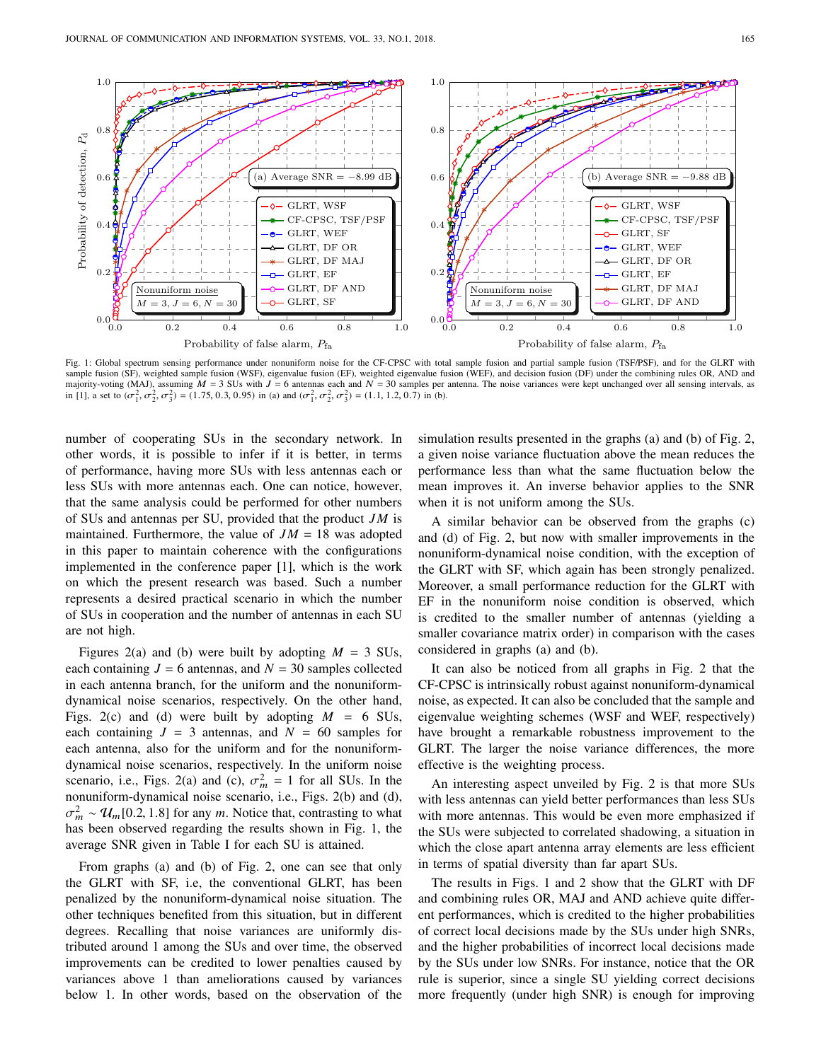Fig. 1: Global spectrum sensing performance under nonuniform noise for the CF-CPSC with total sample fusion and partial sample fusion (TSF/PSF), and for the GLRT with sample fusion (SF), weighted sample fusion (WSF), eigenvalue fusion (EF), weighted eigenvalue fusion (WEF), and decision fusion (DF) under the combining rules OR, AND and majority-voting (MAJ), assuming $M = 3$ SUs with $J = 6$ antennas each and $N = 30$ samples per antenna. The noise variances were kept unchanged over all sensing intervals, as in [1], a set to $(\sigma_1^2, \sigma_2^2, \sigma_3^2) = (1.75, 0.3, 0.95)$ in (a) and $(\sigma_1^2, \sigma_2^2, \sigma_3^2) = (1.1, 1.2, 0.7)$ in (b).

number of cooperating SUs in the secondary network. In other words, it is possible to infer if it is better, in terms of performance, having more SUs with less antennas each or less SUs with more antennas each. One can notice, however, that the same analysis could be performed for other numbers of SUs and antennas per SU, provided that the product $JM$ is maintained. Furthermore, the value of $JM = 18$ was adopted in this paper to maintain coherence with the configurations implemented in the conference paper [1], which is the work on which the present research was based. Such a number represents a desired practical scenario in which the number of SUs in cooperation and the number of antennas in each SU are not high.

Figures 2(a) and (b) were built by adopting $M = 3$ SUs, each containing $J = 6$ antennas, and $N = 30$ samples collected in each antenna branch, for the uniform and the nonuniform-dynamical noise scenarios, respectively. On the other hand, Figs. 2(c) and (d) were built by adopting $M = 6$ SUs, each containing $J = 3$ antennas, and $N = 60$ samples for each antenna, also for the uniform and for the nonuniform-dynamical noise scenarios, respectively. In the uniform noise scenario, i.e., Figs. 2(a) and (c), $\sigma_m^2 = 1$ for all SUs. In the nonuniform-dynamical noise scenario, i.e., Figs. 2(b) and (d), $\sigma_m^2 \sim \mathcal{U}_m[0.2, 1.8]$ for any $m$. Notice that, contrasting to what has been observed regarding the results shown in Fig. 1, the average SNR given in Table I for each SU is attained.

From graphs (a) and (b) of Fig. 2, one can see that only the GLRT with SF, i.e, the conventional GLRT, has been penalized by the nonuniform-dynamical noise situation. The other techniques benefited from this situation, but in different degrees. Recalling that noise variances are uniformly distributed around 1 among the SUs and over time, the observed improvements can be credited to lower penalties caused by variances above 1 than ameliorations caused by variances below 1. In other words, based on the observation of the simulation results presented in the graphs (a) and (b) of Fig. 2, a given noise variance fluctuation above the mean reduces the performance less than what the same fluctuation below the mean improves it. An inverse behavior applies to the SNR when it is not uniform among the SUs.

A similar behavior can be observed from the graphs (c) and (d) of Fig. 2, but now with smaller improvements in the nonuniform-dynamical noise condition, with the exception of the GLRT with SF, which again has been strongly penalized. Moreover, a small performance reduction for the GLRT with EF in the nonuniform noise condition is observed, which is credited to the smaller number of antennas (yielding a smaller covariance matrix order) in comparison with the cases considered in graphs (a) and (b).

It can also be noticed from all graphs in Fig. 2 that the CF-CPSC is intrinsically robust against nonuniform-dynamical noise, as expected. It can also be concluded that the sample and eigenvalue weighting schemes (WSF and WEF, respectively) have brought a remarkable robustness improvement to the GLRT. The larger the noise variance differences, the more effective is the weighting process.

An interesting aspect unveiled by Fig. 2 is that more SUs with less antennas can yield better performances than less SUs with more antennas. This would be even more emphasized if the SUs were subjected to correlated shadowing, a situation in which the close apart antenna array elements are less efficient in terms of spatial diversity than far apart SUs.

The results in Figs. 1 and 2 show that the GLRT with DF and combining rules OR, MAJ and AND achieve quite different performances, which is credited to the higher probabilities of correct local decisions made by the SUs under high SNRs, and the higher probabilities of incorrect local decisions made by the SUs under low SNRs. For instance, notice that the OR rule is superior, since a single SU yielding correct decisions more frequently (under high SNR) is enough for improving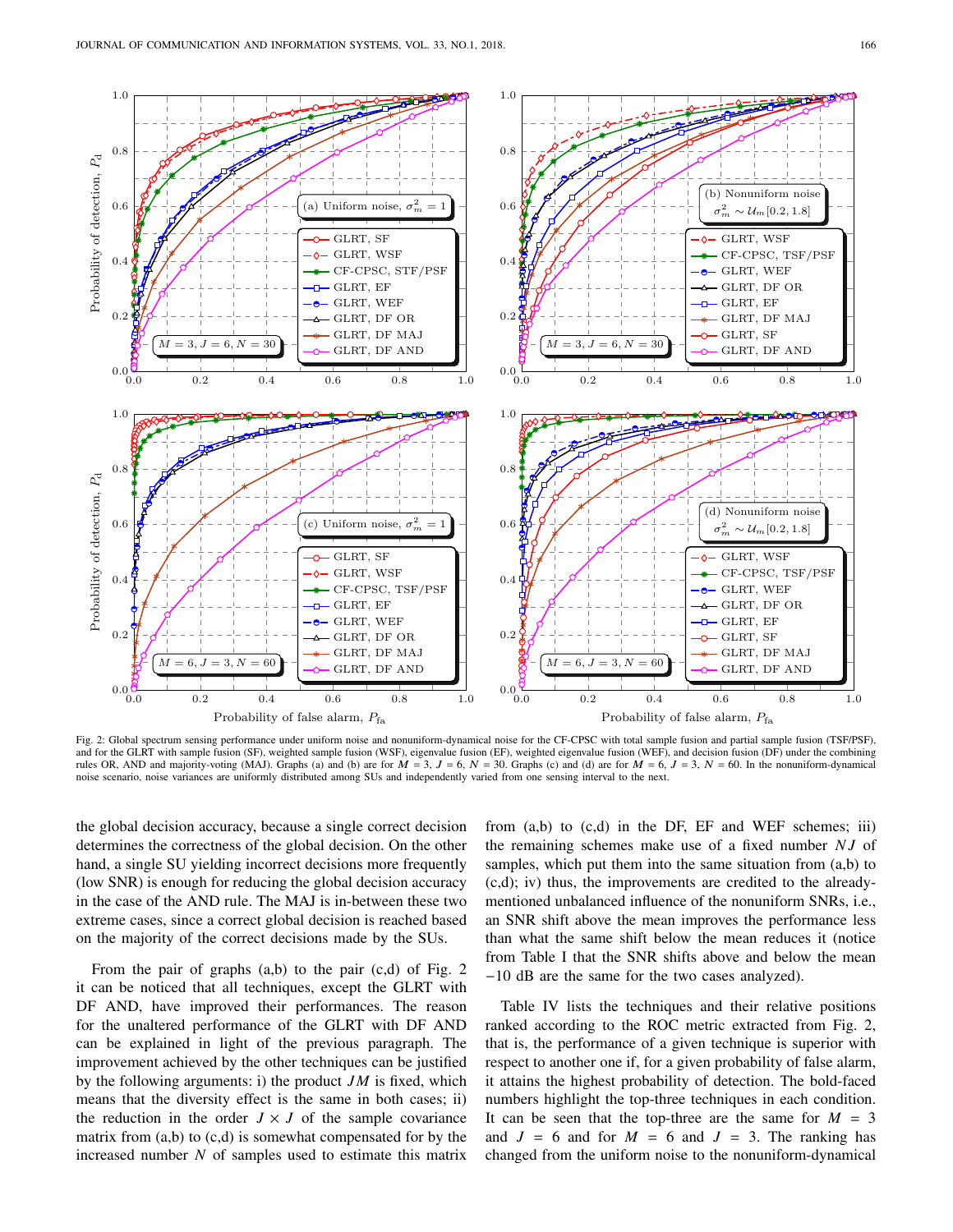Fig. 2: Global spectrum sensing performance under uniform noise and nonuniform-dynamical noise for the CF-CPSC with total sample fusion and partial sample fusion (TSF/PSF), and for the GLRT with sample fusion (SF), weighted sample fusion (WSF), eigenvalue fusion (EF), weighted eigenvalue fusion (WEF), and decision fusion (DF) under the combining rules OR, AND and majority-voting (MAJ). Graphs (a) and (b) are for $M = 3$, $J = 6$, $N = 30$. Graphs (c) and (d) are for $M = 6$, $J = 3$, $N = 60$. In the nonuniform-dynamical noise scenario, noise variances are uniformly distributed among SUs and independently varied from one sensing interval to the next.

the global decision accuracy, because a single correct decision determines the correctness of the global decision. On the other hand, a single SU yielding incorrect decisions more frequently (low SNR) is enough for reducing the global decision accuracy in the case of the AND rule. The MAJ is in-between these two extreme cases, since a correct global decision is reached based on the majority of the correct decisions made by the SUs.

From the pair of graphs (a,b) to the pair (c,d) of Fig. 2 it can be noticed that all techniques, except the GLRT with DF AND, have improved their performances. The reason for the unaltered performance of the GLRT with DF AND can be explained in light of the previous paragraph. The improvement achieved by the other techniques can be justified by the following arguments: i) the product $JM$ is fixed, which means that the diversity effect is the same in both cases; ii) the reduction in the order $J \times J$ of the sample covariance matrix from (a,b) to (c,d) is somewhat compensated for by the increased number $N$ of samples used to estimate this matrix from (a,b) to (c,d) in the DF, EF and WEF schemes; iii) the remaining schemes make use of a fixed number $NJ$ of samples, which put them into the same situation from (a,b) to (c,d); iv) thus, the improvements are credited to the already-mentioned unbalanced influence of the nonuniform SNRs, i.e., an SNR shift above the mean improves the performance less than what the same shift below the mean reduces it (notice from Table I that the SNR shifts above and below the mean $-10$ dB are the same for the two cases analyzed).

Table IV lists the techniques and their relative positions ranked according to the ROC metric extracted from Fig. 2, that is, the performance of a given technique is superior with respect to another one if, for a given probability of false alarm, it attains the highest probability of detection. The bold-faced numbers highlight the top-three techniques in each condition. It can be seen that the top-three are the same for $M = 3$ and $J = 6$ and for $M = 6$ and $J = 3$. The ranking has changed from the uniform noise to the nonuniform-dynamical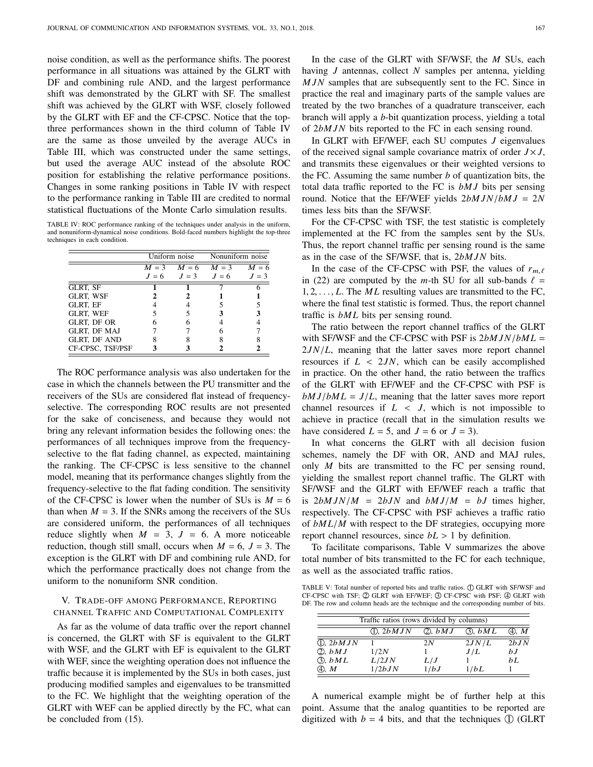noise condition, as well as the performance shifts. The poorest performance in all situations was attained by the GLRT with DF and combining rule AND, and the largest performance shift was demonstrated by the GLRT with SF. The smallest shift was achieved by the GLRT with WSF, closely followed by the GLRT with EF and the CF-CPSC. Notice that the top-three performances shown in the third column of Table IV are the same as those unveiled by the average AUCs in Table III, which was constructed under the same settings, but used the average AUC instead of the absolute ROC position for establishing the relative performance positions. Changes in some ranking positions in Table IV with respect to the performance ranking in Table III are credited to normal statistical fluctuations of the Monte Carlo simulation results.

TABLE IV: ROC performance ranking of the techniques under analysis in the uniform, and nonuniform-dynamical noise conditions. Bold-faced numbers highlight the top-three techniques in each condition.

| | Uniform noise | | Nonuniform noise | |
|---|---|---|---|---|
| | $M = 3$, $J = 6$ | $M = 6$, $J = 3$ | $M = 3$, $J = 6$ | $M = 6$, $J = 3$ |
| GLRT, SF | **1** | **1** | 7 | 6 |
| GLRT, WSF | **2** | **2** | **1** | **1** |
| GLRT, EF | 4 | 4 | 5 | 5 |
| GLRT, WEF | 5 | 5 | **3** | **3** |
| GLRT, DF OR | 6 | 6 | 4 | 4 |
| GLRT, DF MAJ | 7 | 7 | 6 | 7 |
| GLRT, DF AND | 8 | 8 | 8 | 8 |
| CF-CPSC, TSF/PSF | **3** | **3** | **2** | **2** |

The ROC performance analysis was also undertaken for the case in which the channels between the PU transmitter and the receivers of the SUs are considered flat instead of frequency-selective. The corresponding ROC results are not presented for the sake of conciseness, and because they would not bring any relevant information besides the following ones: the performances of all techniques improve from the frequency-selective to the flat fading channel, as expected, maintaining the ranking. The CF-CPSC is less sensitive to the channel model, meaning that its performance changes slightly from the frequency-selective to the flat fading condition. The sensitivity of the CF-CPSC is lower when the number of SUs is $M = 6$ than when $M = 3$. If the SNRs among the receivers of the SUs are considered uniform, the performances of all techniques reduce slightly when $M = 3$, $J = 6$. A more noticeable reduction, though still small, occurs when $M = 6$, $J = 3$. The exception is the GLRT with DF and combining rule AND, for which the performance practically does not change from the uniform to the nonuniform SNR condition.

## V. Trade-off among Performance, Reporting channel Traffic and Computational Complexity

As far as the volume of data traffic over the report channel is concerned, the GLRT with SF is equivalent to the GLRT with WSF, and the GLRT with EF is equivalent to the GLRT with WEF, since the weighting operation does not influence the traffic because it is implemented by the SUs in both cases, just producing modified samples and eigenvalues to be transmitted to the FC. We highlight that the weighting operation of the GLRT with WEF can be applied directly by the FC, what can be concluded from (15).

In the case of the GLRT with SF/WSF, the $M$ SUs, each having $J$ antennas, collect $N$ samples per antenna, yielding $MJN$ samples that are subsequently sent to the FC. Since in practice the real and imaginary parts of the sample values are treated by the two branches of a quadrature transceiver, each branch will apply a $b$-bit quantization process, yielding a total of $2bMJN$ bits reported to the FC in each sensing round.

In GLRT with EF/WEF, each SU computes $J$ eigenvalues of the received signal sample covariance matrix of order $J \times J$, and transmits these eigenvalues or their weighted versions to the FC. Assuming the same number $b$ of quantization bits, the total data traffic reported to the FC is $bMJ$ bits per sensing round. Notice that the EF/WEF yields $2bMJN/bMJ = 2N$ times less bits than the SF/WSF.

For the CF-CPSC with TSF, the test statistic is completely implemented at the FC from the samples sent by the SUs. Thus, the report channel traffic per sensing round is the same as in the case of the SF/WSF, that is, $2bMJN$ bits.

In the case of the CF-CPSC with PSF, the values of $r_{m,\ell}$ in (22) are computed by the $m$-th SU for all sub-bands $\ell = 1, 2, \ldots, L$. The $ML$ resulting values are transmitted to the FC, where the final test statistic is formed. Thus, the report channel traffic is $bML$ bits per sensing round.

The ratio between the report channel traffics of the GLRT with SF/WSF and the CF-CPSC with PSF is $2bMJN/bML = 2JN/L$, meaning that the latter saves more report channel resources if $L < 2JN$, which can be easily accomplished in practice. On the other hand, the ratio between the traffics of the GLRT with EF/WEF and the CF-CPSC with PSF is $bMJ/bML = J/L$, meaning that the latter saves more report channel resources if $L < J$, which is not impossible to achieve in practice (recall that in the simulation results we have considered $L = 5$, and $J = 6$ or $J = 3$).

In what concerns the GLRT with all decision fusion schemes, namely the DF with OR, AND and MAJ rules, only $M$ bits are transmitted to the FC per sensing round, yielding the smallest report channel traffic. The GLRT with SF/WSF and the GLRT with EF/WEF reach a traffic that is $2bMJN/M = 2bJN$ and $bMJ/M = bJ$ times higher, respectively. The CF-CPSC with PSF achieves a traffic ratio of $bML/M$ with respect to the DF strategies, occupying more report channel resources, since $bL > 1$ by definition.

To facilitate comparisons, Table V summarizes the above total number of bits transmitted to the FC for each technique, as well as the associated traffic ratios.

TABLE V: Total number of reported bits and traffic ratios. ① GLRT with SF/WSF and CF-CPSC with TSF; ② GLRT with EF/WEF; ③ CF-CPSC with PSF; ④ GLRT with DF. The row and column heads are the technique and the corresponding number of bits.

| Traffic ratios (rows divided by columns) | | | | |
|---|---|---|---|---|
| | ①, $2bMJN$ | ②, $bMJ$ | ③, $bML$ | ④, $M$ |
| ①, $2bMJN$ | 1 | $2N$ | $2JN/L$ | $2bJN$ |
| ②, $bMJ$ | $1/2N$ | 1 | $J/L$ | $bJ$ |
| ③, $bML$ | $L/2JN$ | $L/J$ | 1 | $bL$ |
| ④, $M$ | $1/2bJN$ | $1/bJ$ | $1/bL$ | 1 |

A numerical example might be of further help at this point. Assume that the analog quantities to be reported are digitized with $b = 4$ bits, and that the techniques ① (GLRT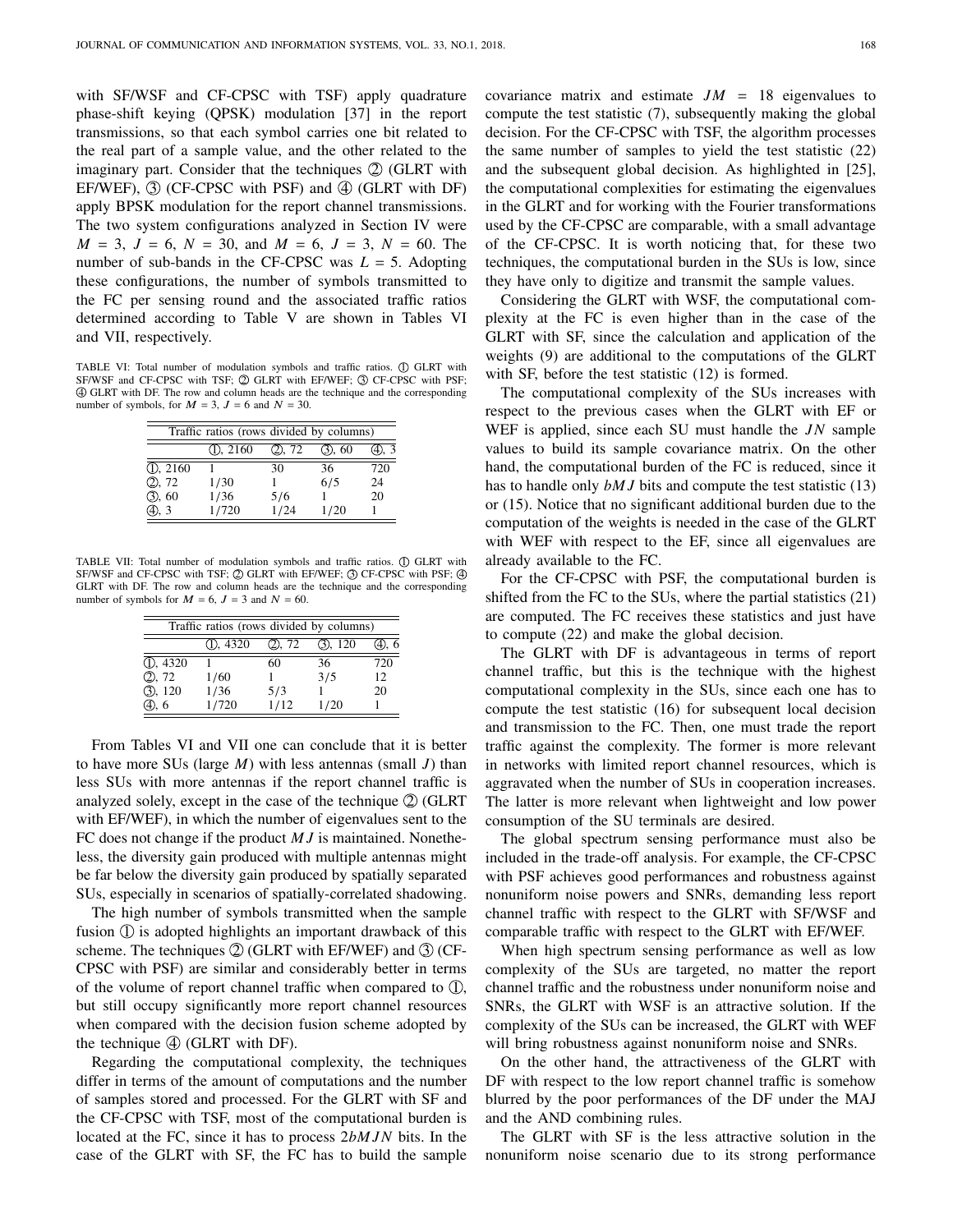with SF/WSF and CF-CPSC with TSF) apply quadrature phase-shift keying (QPSK) modulation [37] in the report transmissions, so that each symbol carries one bit related to the real part of a sample value, and the other related to the imaginary part. Consider that the techniques ② (GLRT with EF/WEF), ③ (CF-CPSC with PSF) and ④ (GLRT with DF) apply BPSK modulation for the report channel transmissions. The two system configurations analyzed in Section IV were $M = 3$, $J = 6$, $N = 30$, and $M = 6$, $J = 3$, $N = 60$. The number of sub-bands in the CF-CPSC was $L = 5$. Adopting these configurations, the number of symbols transmitted to the FC per sensing round and the associated traffic ratios determined according to Table V are shown in Tables VI and VII, respectively.

TABLE VI: Total number of modulation symbols and traffic ratios. ① GLRT with SF/WSF and CF-CPSC with TSF; ② GLRT with EF/WEF; ③ CF-CPSC with PSF; ④ GLRT with DF. The row and column heads are the technique and the corresponding number of symbols, for $M = 3$, $J = 6$ and $N = 30$.

| Traffic ratios (rows divided by columns) | | | | |
|---|---|---|---|---|
| | ①, 2160 | ②, 72 | ③, 60 | ④, 3 |
| ①, 2160 | 1 | 30 | 36 | 720 |
| ②, 72 | 1/30 | 1 | 6/5 | 24 |
| ③, 60 | 1/36 | 5/6 | 1 | 20 |
| ④, 3 | 1/720 | 1/24 | 1/20 | 1 |

TABLE VII: Total number of modulation symbols and traffic ratios. ① GLRT with SF/WSF and CF-CPSC with TSF; ② GLRT with EF/WEF; ③ CF-CPSC with PSF; ④ GLRT with DF. The row and column heads are the technique and the corresponding number of symbols for $M = 6$, $J = 3$ and $N = 60$.

| Traffic ratios (rows divided by columns) | | | | |
|---|---|---|---|---|
| | ①, 4320 | ②, 72 | ③, 120 | ④, 6 |
| ①, 4320 | 1 | 60 | 36 | 720 |
| ②, 72 | 1/60 | 1 | 3/5 | 12 |
| ③, 120 | 1/36 | 5/3 | 1 | 20 |
| ④, 6 | 1/720 | 1/12 | 1/20 | 1 |

From Tables VI and VII one can conclude that it is better to have more SUs (large $M$) with less antennas (small $J$) than less SUs with more antennas if the report channel traffic is analyzed solely, except in the case of the technique ② (GLRT with EF/WEF), in which the number of eigenvalues sent to the FC does not change if the product $MJ$ is maintained. Nonetheless, the diversity gain produced with multiple antennas might be far below the diversity gain produced by spatially separated SUs, especially in scenarios of spatially-correlated shadowing.

The high number of symbols transmitted when the sample fusion ① is adopted highlights an important drawback of this scheme. The techniques ② (GLRT with EF/WEF) and ③ (CF-CPSC with PSF) are similar and considerably better in terms of the volume of report channel traffic when compared to ①, but still occupy significantly more report channel resources when compared with the decision fusion scheme adopted by the technique ④ (GLRT with DF).

Regarding the computational complexity, the techniques differ in terms of the amount of computations and the number of samples stored and processed. For the GLRT with SF and the CF-CPSC with TSF, most of the computational burden is located at the FC, since it has to process $2bMJN$ bits. In the case of the GLRT with SF, the FC has to build the sample covariance matrix and estimate $JM = 18$ eigenvalues to compute the test statistic (7), subsequently making the global decision. For the CF-CPSC with TSF, the algorithm processes the same number of samples to yield the test statistic (22) and the subsequent global decision. As highlighted in [25], the computational complexities for estimating the eigenvalues in the GLRT and for working with the Fourier transformations used by the CF-CPSC are comparable, with a small advantage of the CF-CPSC. It is worth noticing that, for these two techniques, the computational burden in the SUs is low, since they have only to digitize and transmit the sample values.

Considering the GLRT with WSF, the computational complexity at the FC is even higher than in the case of the GLRT with SF, since the calculation and application of the weights (9) are additional to the computations of the GLRT with SF, before the test statistic (12) is formed.

The computational complexity of the SUs increases with respect to the previous cases when the GLRT with EF or WEF is applied, since each SU must handle the $JN$ sample values to build its sample covariance matrix. On the other hand, the computational burden of the FC is reduced, since it has to handle only $bMJ$ bits and compute the test statistic (13) or (15). Notice that no significant additional burden due to the computation of the weights is needed in the case of the GLRT with WEF with respect to the EF, since all eigenvalues are already available to the FC.

For the CF-CPSC with PSF, the computational burden is shifted from the FC to the SUs, where the partial statistics (21) are computed. The FC receives these statistics and just have to compute (22) and make the global decision.

The GLRT with DF is advantageous in terms of report channel traffic, but this is the technique with the highest computational complexity in the SUs, since each one has to compute the test statistic (16) for subsequent local decision and transmission to the FC. Then, one must trade the report traffic against the complexity. The former is more relevant in networks with limited report channel resources, which is aggravated when the number of SUs in cooperation increases. The latter is more relevant when lightweight and low power consumption of the SU terminals are desired.

The global spectrum sensing performance must also be included in the trade-off analysis. For example, the CF-CPSC with PSF achieves good performances and robustness against nonuniform noise powers and SNRs, demanding less report channel traffic with respect to the GLRT with SF/WSF and comparable traffic with respect to the GLRT with EF/WEF.

When high spectrum sensing performance as well as low complexity of the SUs are targeted, no matter the report channel traffic and the robustness under nonuniform noise and SNRs, the GLRT with WSF is an attractive solution. If the complexity of the SUs can be increased, the GLRT with WEF will bring robustness against nonuniform noise and SNRs.

On the other hand, the attractiveness of the GLRT with DF with respect to the low report channel traffic is somehow blurred by the poor performances of the DF under the MAJ and the AND combining rules.

The GLRT with SF is the less attractive solution in the nonuniform noise scenario due to its strong performance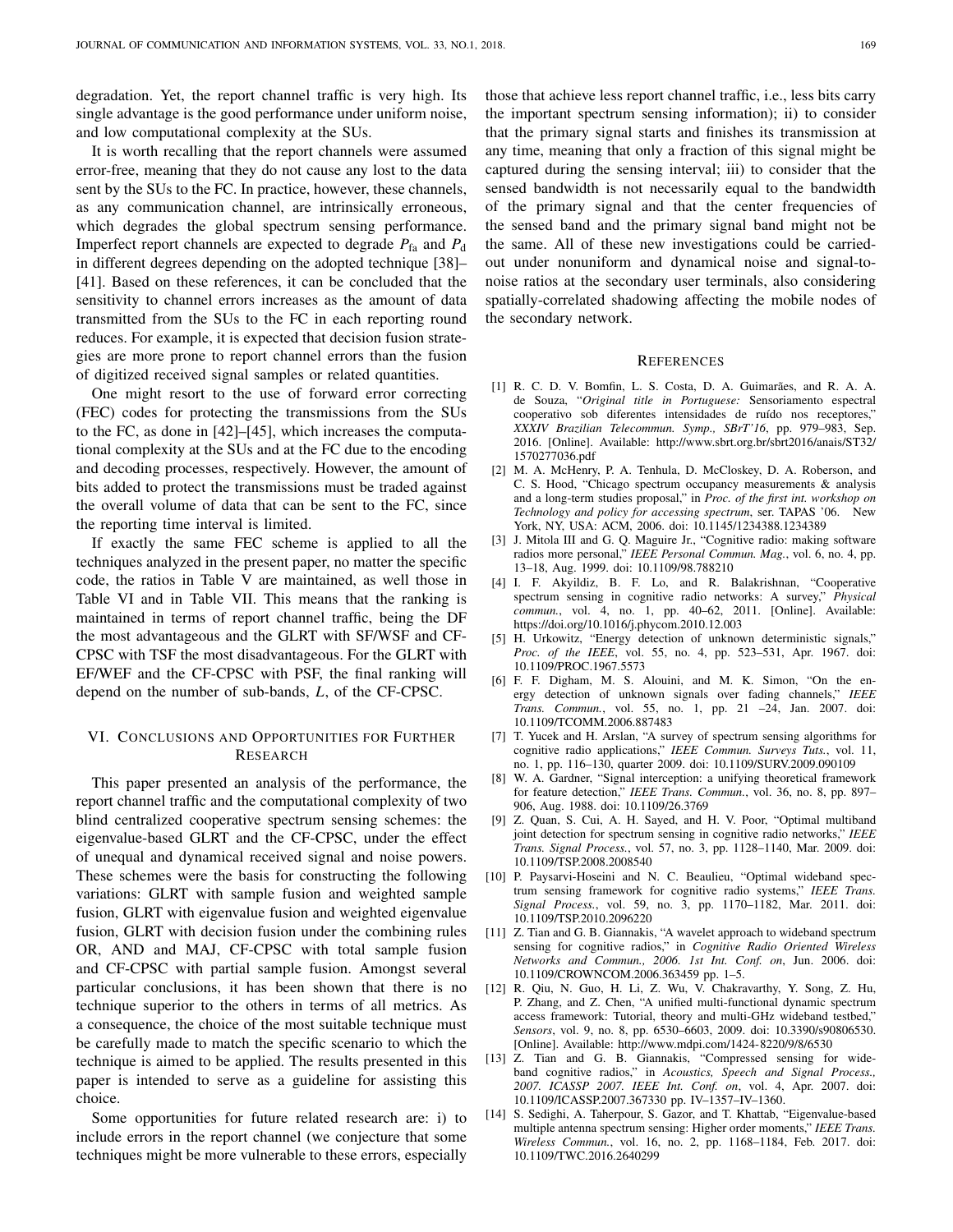degradation. Yet, the report channel traffic is very high. Its single advantage is the good performance under uniform noise, and low computational complexity at the SUs.

It is worth recalling that the report channels were assumed error-free, meaning that they do not cause any lost to the data sent by the SUs to the FC. In practice, however, these channels, as any communication channel, are intrinsically erroneous, which degrades the global spectrum sensing performance. Imperfect report channels are expected to degrade $P_{\text{fa}}$ and $P_{\text{d}}$ in different degrees depending on the adopted technique [38]–[41]. Based on these references, it can be concluded that the sensitivity to channel errors increases as the amount of data transmitted from the SUs to the FC in each reporting round reduces. For example, it is expected that decision fusion strategies are more prone to report channel errors than the fusion of digitized received signal samples or related quantities.

One might resort to the use of forward error correcting (FEC) codes for protecting the transmissions from the SUs to the FC, as done in [42]–[45], which increases the computational complexity at the SUs and at the FC due to the encoding and decoding processes, respectively. However, the amount of bits added to protect the transmissions must be traded against the overall volume of data that can be sent to the FC, since the reporting time interval is limited.

If exactly the same FEC scheme is applied to all the techniques analyzed in the present paper, no matter the specific code, the ratios in Table V are maintained, as well those in Table VI and in Table VII. This means that the ranking is maintained in terms of report channel traffic, being the DF the most advantageous and the GLRT with SF/WSF and CF-CPSC with TSF the most disadvantageous. For the GLRT with EF/WEF and the CF-CPSC with PSF, the final ranking will depend on the number of sub-bands, $L$, of the CF-CPSC.

## VI. Conclusions and Opportunities for Further Research

This paper presented an analysis of the performance, the report channel traffic and the computational complexity of two blind centralized cooperative spectrum sensing schemes: the eigenvalue-based GLRT and the CF-CPSC, under the effect of unequal and dynamical received signal and noise powers. These schemes were the basis for constructing the following variations: GLRT with sample fusion and weighted sample fusion, GLRT with eigenvalue fusion and weighted eigenvalue fusion, GLRT with decision fusion under the combining rules OR, AND and MAJ, CF-CPSC with total sample fusion and CF-CPSC with partial sample fusion. Amongst several particular conclusions, it has been shown that there is no technique superior to the others in terms of all metrics. As a consequence, the choice of the most suitable technique must be carefully made to match the specific scenario to which the technique is aimed to be applied. The results presented in this paper is intended to serve as a guideline for assisting this choice.

Some opportunities for future related research are: i) to include errors in the report channel (we conjecture that some techniques might be more vulnerable to these errors, especially those that achieve less report channel traffic, i.e., less bits carry the important spectrum sensing information); ii) to consider that the primary signal starts and finishes its transmission at any time, meaning that only a fraction of this signal might be captured during the sensing interval; iii) to consider that the sensed bandwidth is not necessarily equal to the bandwidth of the primary signal and that the center frequencies of the sensed band and the primary signal band might not be the same. All of these new investigations could be carried-out under nonuniform and dynamical noise and signal-to-noise ratios at the secondary user terminals, also considering spatially-correlated shadowing affecting the mobile nodes of the secondary network.

## References

[1] R. C. D. V. Bomfin, L. S. Costa, D. A. Guimarães, and R. A. A. de Souza, "*Original title in Portuguese:* Sensoriamento espectral cooperativo sob diferentes intensidades de ruído nos receptores," *XXXIV Brazilian Telecommun. Symp., SBrT'16*, pp. 979–983, Sep. 2016. [Online]. Available: http://www.sbrt.org.br/sbrt2016/anais/ST32/1570277036.pdf

[2] M. A. McHenry, P. A. Tenhula, D. McCloskey, D. A. Roberson, and C. S. Hood, "Chicago spectrum occupancy measurements & analysis and a long-term studies proposal," in *Proc. of the first int. workshop on Technology and policy for accessing spectrum*, ser. TAPAS '06. New York, NY, USA: ACM, 2006. doi: 10.1145/1234388.1234389

[3] J. Mitola III and G. Q. Maguire Jr., "Cognitive radio: making software radios more personal," *IEEE Personal Commun. Mag.*, vol. 6, no. 4, pp. 13–18, Aug. 1999. doi: 10.1109/98.788210

[4] I. F. Akyildiz, B. F. Lo, and R. Balakrishnan, "Cooperative spectrum sensing in cognitive radio networks: A survey," *Physical commun.*, vol. 4, no. 1, pp. 40–62, 2011. [Online]. Available: https://doi.org/10.1016/j.phycom.2010.12.003

[5] H. Urkowitz, "Energy detection of unknown deterministic signals," *Proc. of the IEEE*, vol. 55, no. 4, pp. 523–531, Apr. 1967. doi: 10.1109/PROC.1967.5573

[6] F. F. Digham, M. S. Alouini, and M. K. Simon, "On the energy detection of unknown signals over fading channels," *IEEE Trans. Commun.*, vol. 55, no. 1, pp. 21 –24, Jan. 2007. doi: 10.1109/TCOMM.2006.887483

[7] T. Yucek and H. Arslan, "A survey of spectrum sensing algorithms for cognitive radio applications," *IEEE Commun. Surveys Tuts.*, vol. 11, no. 1, pp. 116–130, quarter 2009. doi: 10.1109/SURV.2009.090109

[8] W. A. Gardner, "Signal interception: a unifying theoretical framework for feature detection," *IEEE Trans. Commun.*, vol. 36, no. 8, pp. 897–906, Aug. 1988. doi: 10.1109/26.3769

[9] Z. Quan, S. Cui, A. H. Sayed, and H. V. Poor, "Optimal multiband joint detection for spectrum sensing in cognitive radio networks," *IEEE Trans. Signal Process.*, vol. 57, no. 3, pp. 1128–1140, Mar. 2009. doi: 10.1109/TSP.2008.2008540

[10] P. Paysarvi-Hoseini and N. C. Beaulieu, "Optimal wideband spectrum sensing framework for cognitive radio systems," *IEEE Trans. Signal Process.*, vol. 59, no. 3, pp. 1170–1182, Mar. 2011. doi: 10.1109/TSP.2010.2096220

[11] Z. Tian and G. B. Giannakis, "A wavelet approach to wideband spectrum sensing for cognitive radios," in *Cognitive Radio Oriented Wireless Networks and Commun., 2006. 1st Int. Conf. on*, Jun. 2006. doi: 10.1109/CROWNCOM.2006.363459 pp. 1–5.

[12] R. Qiu, N. Guo, H. Li, Z. Wu, V. Chakravarthy, Y. Song, Z. Hu, P. Zhang, and Z. Chen, "A unified multi-functional dynamic spectrum access framework: Tutorial, theory and multi-GHz wideband testbed," *Sensors*, vol. 9, no. 8, pp. 6530–6603, 2009. doi: 10.3390/s90806530. [Online]. Available: http://www.mdpi.com/1424-8220/9/8/6530

[13] Z. Tian and G. B. Giannakis, "Compressed sensing for wideband cognitive radios," in *Acoustics, Speech and Signal Process., 2007. ICASSP 2007. IEEE Int. Conf. on*, vol. 4, Apr. 2007. doi: 10.1109/ICASSP.2007.367330 pp. IV–1357–IV–1360.

[14] S. Sedighi, A. Taherpour, S. Gazor, and T. Khattab, "Eigenvalue-based multiple antenna spectrum sensing: Higher order moments," *IEEE Trans. Wireless Commun.*, vol. 16, no. 2, pp. 1168–1184, Feb. 2017. doi: 10.1109/TWC.2016.2640299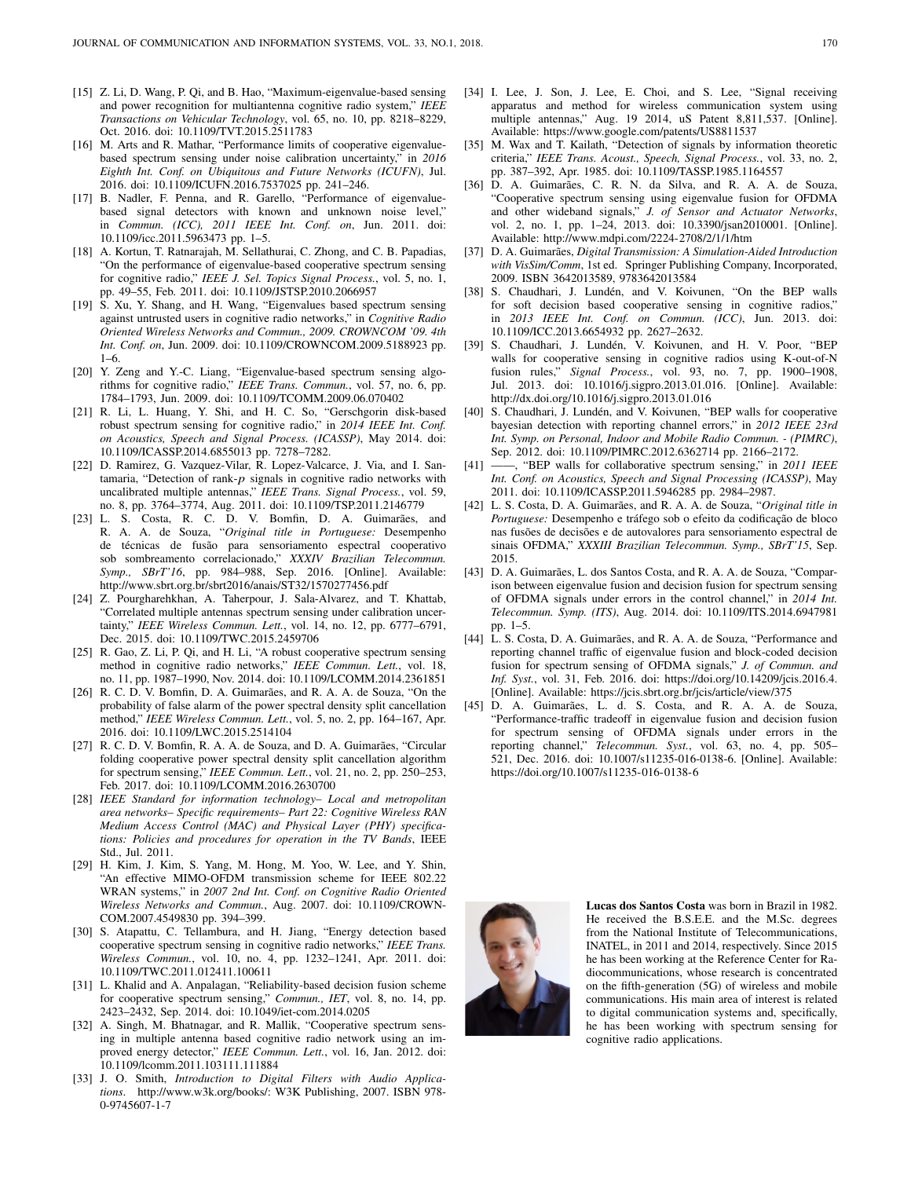[15] Z. Li, D. Wang, P. Qi, and B. Hao, "Maximum-eigenvalue-based sensing and power recognition for multiantenna cognitive radio system," *IEEE Transactions on Vehicular Technology*, vol. 65, no. 10, pp. 8218–8229, Oct. 2016. doi: 10.1109/TVT.2015.2511783

[16] M. Arts and R. Mathar, "Performance limits of cooperative eigenvalue-based spectrum sensing under noise calibration uncertainty," in *2016 Eighth Int. Conf. on Ubiquitous and Future Networks (ICUFN)*, Jul. 2016. doi: 10.1109/ICUFN.2016.7537025 pp. 241–246.

[17] B. Nadler, F. Penna, and R. Garello, "Performance of eigenvalue-based signal detectors with known and unknown noise level," in *Commun. (ICC), 2011 IEEE Int. Conf. on*, Jun. 2011. doi: 10.1109/icc.2011.5963473 pp. 1–5.

[18] A. Kortun, T. Ratnarajah, M. Sellathurai, C. Zhong, and C. B. Papadias, "On the performance of eigenvalue-based cooperative spectrum sensing for cognitive radio," *IEEE J. Sel. Topics Signal Process.*, vol. 5, no. 1, pp. 49–55, Feb. 2011. doi: 10.1109/JSTSP.2010.2066957

[19] S. Xu, Y. Shang, and H. Wang, "Eigenvalues based spectrum sensing against untrusted users in cognitive radio networks," in *Cognitive Radio Oriented Wireless Networks and Commun., 2009. CROWNCOM '09. 4th Int. Conf. on*, Jun. 2009. doi: 10.1109/CROWNCOM.2009.5188923 pp. 1–6.

[20] Y. Zeng and Y.-C. Liang, "Eigenvalue-based spectrum sensing algorithms for cognitive radio," *IEEE Trans. Commun.*, vol. 57, no. 6, pp. 1784–1793, Jun. 2009. doi: 10.1109/TCOMM.2009.06.070402

[21] R. Li, L. Huang, Y. Shi, and H. C. So, "Gerschgorin disk-based robust spectrum sensing for cognitive radio," in *2014 IEEE Int. Conf. on Acoustics, Speech and Signal Process. (ICASSP)*, May 2014. doi: 10.1109/ICASSP.2014.6855013 pp. 7278–7282.

[22] D. Ramirez, G. Vazquez-Vilar, R. Lopez-Valcarce, J. Via, and I. Santamaria, "Detection of rank-$p$ signals in cognitive radio networks with uncalibrated multiple antennas," *IEEE Trans. Signal Process.*, vol. 59, no. 8, pp. 3764–3774, Aug. 2011. doi: 10.1109/TSP.2011.2146779

[23] L. S. Costa, R. C. D. V. Bomfin, D. A. Guimarães, and R. A. A. de Souza, "*Original title in Portuguese:* Desempenho de técnicas de fusão para sensoriamento espectral cooperativo sob sombreamento correlacionado," *XXXIV Brazilian Telecommun. Symp., SBrT'16*, pp. 984–988, Sep. 2016. [Online]. Available: http://www.sbrt.org.br/sbrt2016/anais/ST32/1570277456.pdf

[24] Z. Pourgharehkhan, A. Taherpour, J. Sala-Alvarez, and T. Khattab, "Correlated multiple antennas spectrum sensing under calibration uncertainty," *IEEE Wireless Commun. Lett.*, vol. 14, no. 12, pp. 6777–6791, Dec. 2015. doi: 10.1109/TWC.2015.2459706

[25] R. Gao, Z. Li, P. Qi, and H. Li, "A robust cooperative spectrum sensing method in cognitive radio networks," *IEEE Commun. Lett.*, vol. 18, no. 11, pp. 1987–1990, Nov. 2014. doi: 10.1109/LCOMM.2014.2361851

[26] R. C. D. V. Bomfin, D. A. Guimarães, and R. A. A. de Souza, "On the probability of false alarm of the power spectral density split cancellation method," *IEEE Wireless Commun. Lett.*, vol. 5, no. 2, pp. 164–167, Apr. 2016. doi: 10.1109/LWC.2015.2514104

[27] R. C. D. V. Bomfin, R. A. A. de Souza, and D. A. Guimarães, "Circular folding cooperative power spectral density split cancellation algorithm for spectrum sensing," *IEEE Commun. Lett.*, vol. 21, no. 2, pp. 250–253, Feb. 2017. doi: 10.1109/LCOMM.2016.2630700

[28] *IEEE Standard for information technology– Local and metropolitan area networks– Specific requirements– Part 22: Cognitive Wireless RAN Medium Access Control (MAC) and Physical Layer (PHY) specifications: Policies and procedures for operation in the TV Bands*, IEEE Std., Jul. 2011.

[29] H. Kim, J. Kim, S. Yang, M. Hong, M. Yoo, W. Lee, and Y. Shin, "An effective MIMO-OFDM transmission scheme for IEEE 802.22 WRAN systems," in *2007 2nd Int. Conf. on Cognitive Radio Oriented Wireless Networks and Commun.*, Aug. 2007. doi: 10.1109/CROWNCOM.2007.4549830 pp. 394–399.

[30] S. Atapattu, C. Tellambura, and H. Jiang, "Energy detection based cooperative spectrum sensing in cognitive radio networks," *IEEE Trans. Wireless Commun.*, vol. 10, no. 4, pp. 1232–1241, Apr. 2011. doi: 10.1109/TWC.2011.012411.100611

[31] L. Khalid and A. Anpalagan, "Reliability-based decision fusion scheme for cooperative spectrum sensing," *Commun., IET*, vol. 8, no. 14, pp. 2423–2432, Sep. 2014. doi: 10.1049/iet-com.2014.0205

[32] A. Singh, M. Bhatnagar, and R. Mallik, "Cooperative spectrum sensing in multiple antenna based cognitive radio network using an improved energy detector," *IEEE Commun. Lett.*, vol. 16, Jan. 2012. doi: 10.1109/lcomm.2011.103111.111884

[33] J. O. Smith, *Introduction to Digital Filters with Audio Applications*. http://www.w3k.org/books/: W3K Publishing, 2007. ISBN 978-0-9745607-1-7

[34] I. Lee, J. Son, J. Lee, E. Choi, and S. Lee, "Signal receiving apparatus and method for wireless communication system using multiple antennas," Aug. 19 2014, uS Patent 8,811,537. [Online]. Available: https://www.google.com/patents/US8811537

[35] M. Wax and T. Kailath, "Detection of signals by information theoretic criteria," *IEEE Trans. Acoust., Speech, Signal Process.*, vol. 33, no. 2, pp. 387–392, Apr. 1985. doi: 10.1109/TASSP.1985.1164557

[36] D. A. Guimarães, C. R. N. da Silva, and R. A. A. de Souza, "Cooperative spectrum sensing using eigenvalue fusion for OFDMA and other wideband signals," *J. of Sensor and Actuator Networks*, vol. 2, no. 1, pp. 1–24, 2013. doi: 10.3390/jsan2010001. [Online]. Available: http://www.mdpi.com/2224-2708/2/1/1/htm

[37] D. A. Guimarães, *Digital Transmission: A Simulation-Aided Introduction with VisSim/Comm*, 1st ed. Springer Publishing Company, Incorporated, 2009. ISBN 3642013589, 9783642013584

[38] S. Chaudhari, J. Lundén, and V. Koivunen, "On the BEP walls for soft decision based cooperative sensing in cognitive radios," in *2013 IEEE Int. Conf. on Commun. (ICC)*, Jun. 2013. doi: 10.1109/ICC.2013.6654932 pp. 2627–2632.

[39] S. Chaudhari, J. Lundén, V. Koivunen, and H. V. Poor, "BEP walls for cooperative sensing in cognitive radios using K-out-of-N fusion rules," *Signal Process.*, vol. 93, no. 7, pp. 1900–1908, Jul. 2013. doi: 10.1016/j.sigpro.2013.01.016. [Online]. Available: http://dx.doi.org/10.1016/j.sigpro.2013.01.016

[40] S. Chaudhari, J. Lundén, and V. Koivunen, "BEP walls for cooperative bayesian detection with reporting channel errors," in *2012 IEEE 23rd Int. Symp. on Personal, Indoor and Mobile Radio Commun. - (PIMRC)*, Sep. 2012. doi: 10.1109/PIMRC.2012.6362714 pp. 2166–2172.

[41] ——, "BEP walls for collaborative spectrum sensing," in *2011 IEEE Int. Conf. on Acoustics, Speech and Signal Processing (ICASSP)*, May 2011. doi: 10.1109/ICASSP.2011.5946285 pp. 2984–2987.

[42] L. S. Costa, D. A. Guimarães, and R. A. A. de Souza, "*Original title in Portuguese:* Desempenho e tráfego sob o efeito da codificação de bloco nas fusões de decisões e de autovalores para sensoriamento espectral de sinais OFDMA," *XXXIII Brazilian Telecommun. Symp., SBrT'15*, Sep. 2015.

[43] D. A. Guimarães, L. dos Santos Costa, and R. A. A. de Souza, "Comparison between eigenvalue fusion and decision fusion for spectrum sensing of OFDMA signals under errors in the control channel," in *2014 Int. Telecommun. Symp. (ITS)*, Aug. 2014. doi: 10.1109/ITS.2014.6947981 pp. 1–5.

[44] L. S. Costa, D. A. Guimarães, and R. A. A. de Souza, "Performance and reporting channel traffic of eigenvalue fusion and block-coded decision fusion for spectrum sensing of OFDMA signals," *J. of Commun. and Inf. Syst.*, vol. 31, Feb. 2016. doi: https://doi.org/10.14209/jcis.2016.4. [Online]. Available: https://jcis.sbrt.org.br/jcis/article/view/375

[45] D. A. Guimarães, L. d. S. Costa, and R. A. A. de Souza, "Performance-traffic tradeoff in eigenvalue fusion and decision fusion for spectrum sensing of OFDMA signals under errors in the reporting channel," *Telecommun. Syst.*, vol. 63, no. 4, pp. 505–521, Dec. 2016. doi: 10.1007/s11235-016-0138-6. [Online]. Available: https://doi.org/10.1007/s11235-016-0138-6

**Lucas dos Santos Costa** was born in Brazil in 1982. He received the B.S.E.E. and the M.Sc. degrees from the National Institute of Telecommunications, INATEL, in 2011 and 2014, respectively. Since 2015 he has been working at the Reference Center for Radiocommunications, whose research is concentrated on the fifth-generation (5G) of wireless and mobile communications. His main area of interest is related to digital communication systems and, specifically, he has been working with spectrum sensing for cognitive radio applications.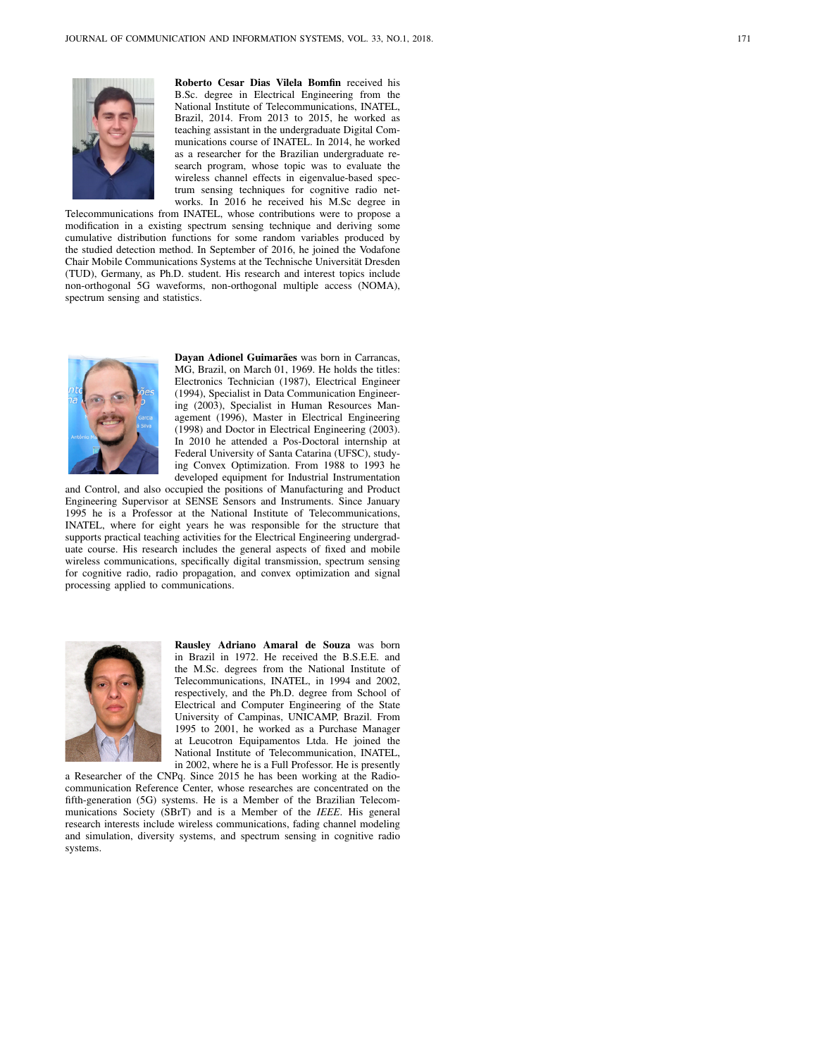**Roberto Cesar Dias Vilela Bomfin** received his B.Sc. degree in Electrical Engineering from the National Institute of Telecommunications, INATEL, Brazil, 2014. From 2013 to 2015, he worked as teaching assistant in the undergraduate Digital Communications course of INATEL. In 2014, he worked as a researcher for the Brazilian undergraduate research program, whose topic was to evaluate the wireless channel effects in eigenvalue-based spectrum sensing techniques for cognitive radio networks. In 2016 he received his M.Sc degree in Telecommunications from INATEL, whose contributions were to propose a modification in a existing spectrum sensing technique and deriving some cumulative distribution functions for some random variables produced by the studied detection method. In September of 2016, he joined the Vodafone Chair Mobile Communications Systems at the Technische Universität Dresden (TUD), Germany, as Ph.D. student. His research and interest topics include non-orthogonal 5G waveforms, non-orthogonal multiple access (NOMA), spectrum sensing and statistics.

**Dayan Adionel Guimarães** was born in Carrancas, MG, Brazil, on March 01, 1969. He holds the titles: Electronics Technician (1987), Electrical Engineer (1994), Specialist in Data Communication Engineering (2003), Specialist in Human Resources Management (1996), Master in Electrical Engineering (1998) and Doctor in Electrical Engineering (2003). In 2010 he attended a Pos-Doctoral internship at Federal University of Santa Catarina (UFSC), studying Convex Optimization. From 1988 to 1993 he developed equipment for Industrial Instrumentation and Control, and also occupied the positions of Manufacturing and Product Engineering Supervisor at SENSE Sensors and Instruments. Since January 1995 he is a Professor at the National Institute of Telecommunications, INATEL, where for eight years he was responsible for the structure that supports practical teaching activities for the Electrical Engineering undergraduate course. His research includes the general aspects of fixed and mobile wireless communications, specifically digital transmission, spectrum sensing for cognitive radio, radio propagation, and convex optimization and signal processing applied to communications.

**Rausley Adriano Amaral de Souza** was born in Brazil in 1972. He received the B.S.E.E. and the M.Sc. degrees from the National Institute of Telecommunications, INATEL, in 1994 and 2002, respectively, and the Ph.D. degree from School of Electrical and Computer Engineering of the State University of Campinas, UNICAMP, Brazil. From 1995 to 2001, he worked as a Purchase Manager at Leucotron Equipamentos Ltda. He joined the National Institute of Telecommunication, INATEL, in 2002, where he is a Full Professor. He is presently a Researcher of the CNPq. Since 2015 he has been working at the Radiocommunication Reference Center, whose researches are concentrated on the fifth-generation (5G) systems. He is a Member of the Brazilian Telecommunications Society (SBrT) and is a Member of the *IEEE*. His general research interests include wireless communications, fading channel modeling and simulation, diversity systems, and spectrum sensing in cognitive radio systems.